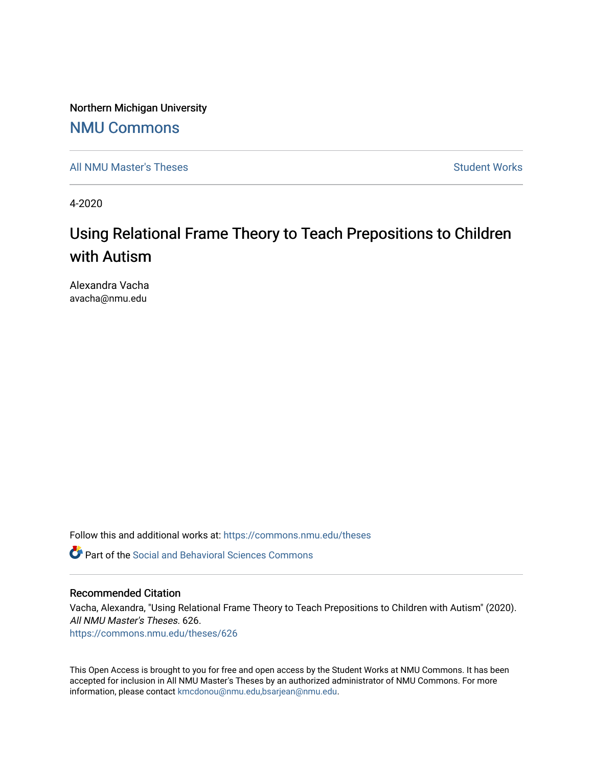Northern Michigan University

# NMU Commons

All NMU Master's Theses | Student Works

4-2020

# Using Relational Frame Theory to Teach Prepositions to Children with Autism

Alexandra Vacha
avacha@nmu.edu

Follow this and additional works at: https://commons.nmu.edu/theses

Part of the Social and Behavioral Sciences Commons

## Recommended Citation

Vacha, Alexandra, "Using Relational Frame Theory to Teach Prepositions to Children with Autism" (2020). *All NMU Master's Theses*. 626.
https://commons.nmu.edu/theses/626

This Open Access is brought to you for free and open access by the Student Works at NMU Commons. It has been accepted for inclusion in All NMU Master's Theses by an authorized administrator of NMU Commons. For more information, please contact kmcdonou@nmu.edu,bsarjean@nmu.edu.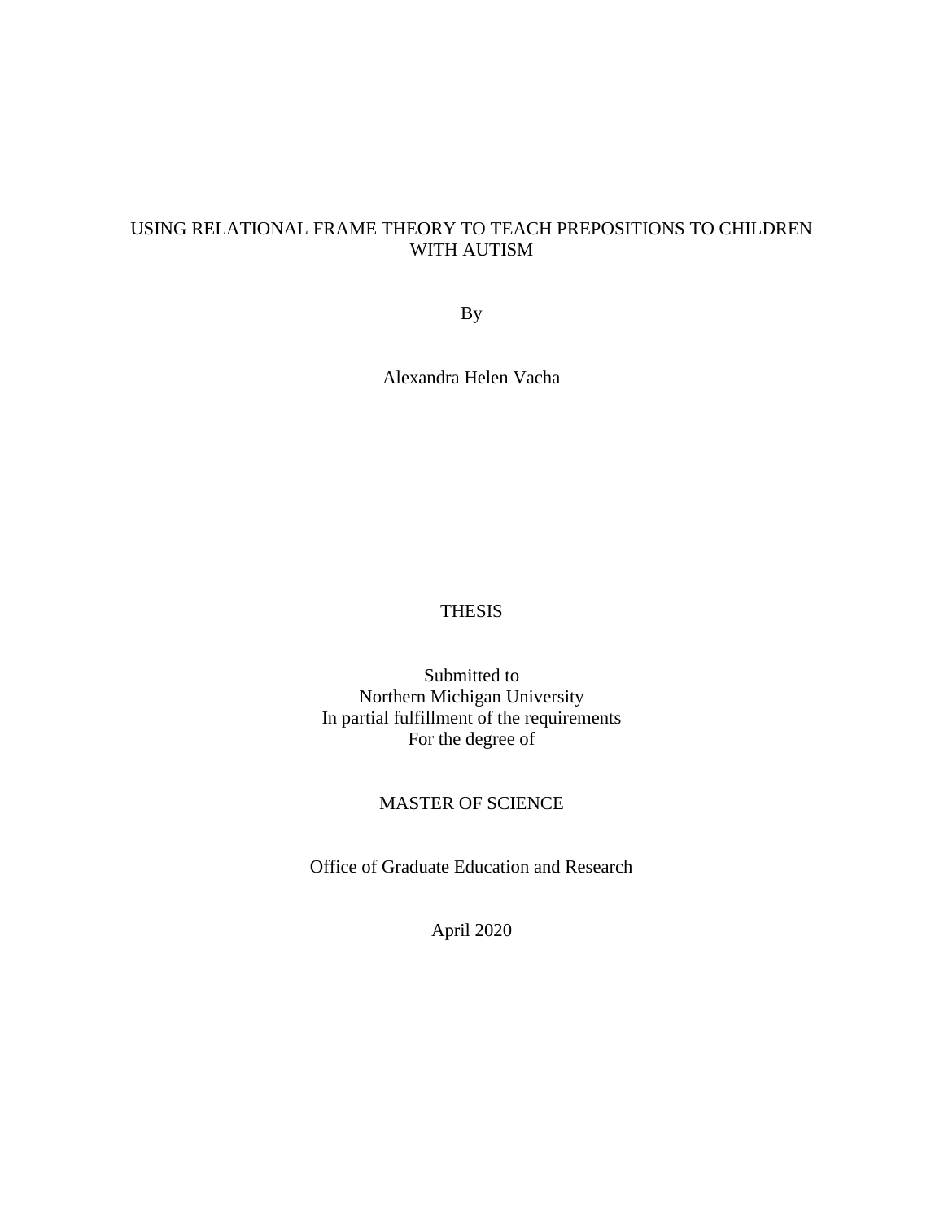# USING RELATIONAL FRAME THEORY TO TEACH PREPOSITIONS TO CHILDREN WITH AUTISM

By

Alexandra Helen Vacha

THESIS

Submitted to
Northern Michigan University
In partial fulfillment of the requirements
For the degree of

MASTER OF SCIENCE

Office of Graduate Education and Research

April 2020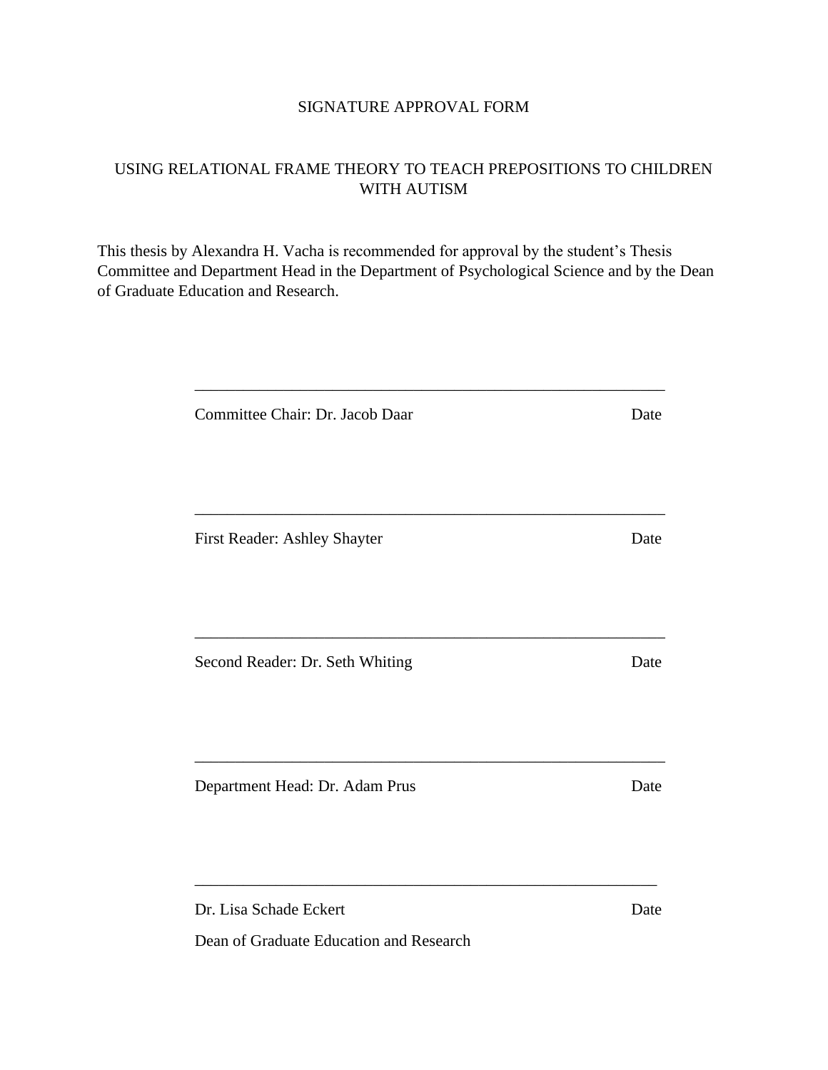SIGNATURE APPROVAL FORM

USING RELATIONAL FRAME THEORY TO TEACH PREPOSITIONS TO CHILDREN WITH AUTISM

This thesis by Alexandra H. Vacha is recommended for approval by the student's Thesis Committee and Department Head in the Department of Psychological Science and by the Dean of Graduate Education and Research.

\_\_\_\_\_\_\_\_\_\_\_\_\_\_\_\_\_\_\_\_\_\_\_\_\_\_\_\_\_\_\_\_\_\_\_\_\_\_\_\_\_\_\_\_\_\_\_\_\_\_\_\_\_\_\_\_

Committee Chair: Dr. Jacob Daar Date

\_\_\_\_\_\_\_\_\_\_\_\_\_\_\_\_\_\_\_\_\_\_\_\_\_\_\_\_\_\_\_\_\_\_\_\_\_\_\_\_\_\_\_\_\_\_\_\_\_\_\_\_\_\_\_\_

First Reader: Ashley Shayter Date

\_\_\_\_\_\_\_\_\_\_\_\_\_\_\_\_\_\_\_\_\_\_\_\_\_\_\_\_\_\_\_\_\_\_\_\_\_\_\_\_\_\_\_\_\_\_\_\_\_\_\_\_\_\_\_\_

Second Reader: Dr. Seth Whiting Date

\_\_\_\_\_\_\_\_\_\_\_\_\_\_\_\_\_\_\_\_\_\_\_\_\_\_\_\_\_\_\_\_\_\_\_\_\_\_\_\_\_\_\_\_\_\_\_\_\_\_\_\_\_\_\_\_

Department Head: Dr. Adam Prus Date

\_\_\_\_\_\_\_\_\_\_\_\_\_\_\_\_\_\_\_\_\_\_\_\_\_\_\_\_\_\_\_\_\_\_\_\_\_\_\_\_\_\_\_\_\_\_\_\_\_\_\_\_\_\_\_\_

Dr. Lisa Schade Eckert Date

Dean of Graduate Education and Research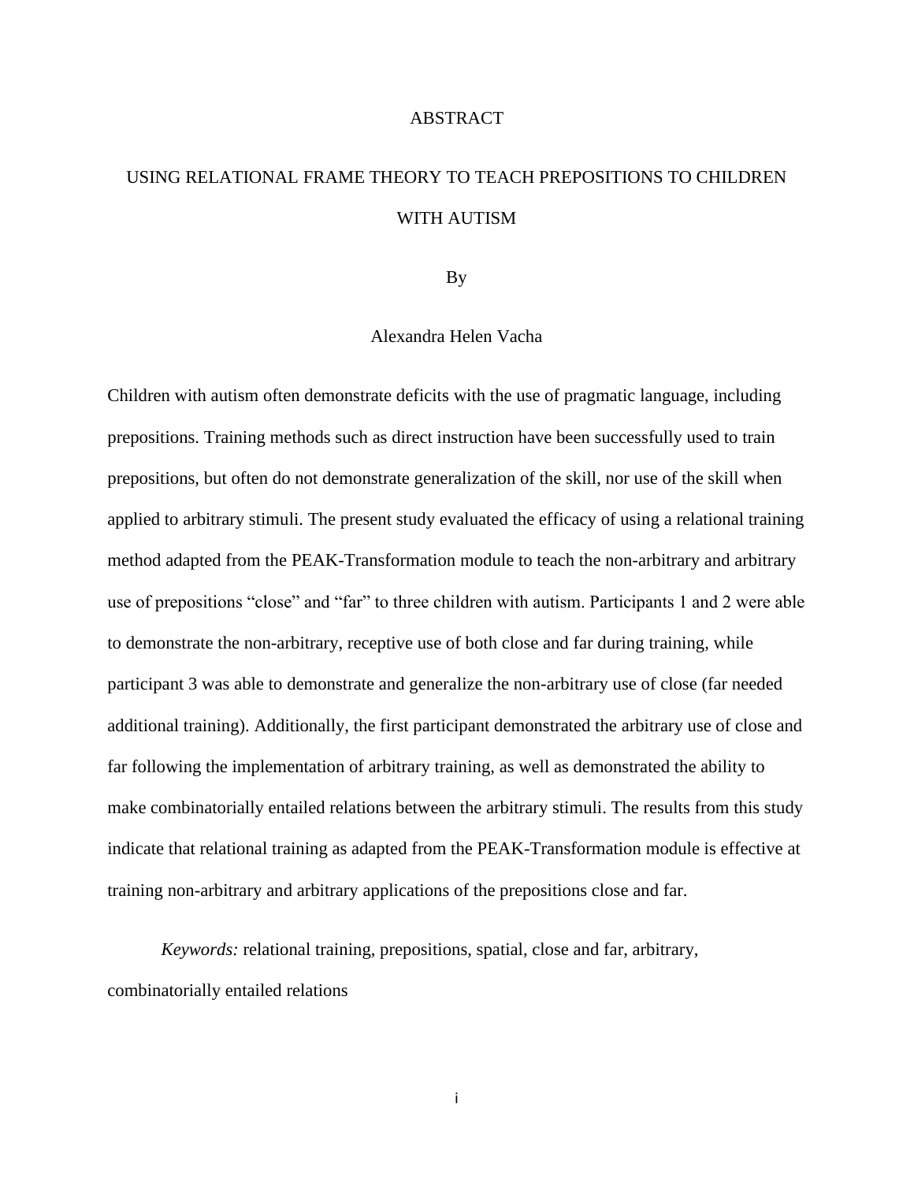# ABSTRACT

## USING RELATIONAL FRAME THEORY TO TEACH PREPOSITIONS TO CHILDREN WITH AUTISM

By

Alexandra Helen Vacha

Children with autism often demonstrate deficits with the use of pragmatic language, including prepositions. Training methods such as direct instruction have been successfully used to train prepositions, but often do not demonstrate generalization of the skill, nor use of the skill when applied to arbitrary stimuli. The present study evaluated the efficacy of using a relational training method adapted from the PEAK-Transformation module to teach the non-arbitrary and arbitrary use of prepositions "close" and "far" to three children with autism. Participants 1 and 2 were able to demonstrate the non-arbitrary, receptive use of both close and far during training, while participant 3 was able to demonstrate and generalize the non-arbitrary use of close (far needed additional training). Additionally, the first participant demonstrated the arbitrary use of close and far following the implementation of arbitrary training, as well as demonstrated the ability to make combinatorially entailed relations between the arbitrary stimuli. The results from this study indicate that relational training as adapted from the PEAK-Transformation module is effective at training non-arbitrary and arbitrary applications of the prepositions close and far.

*Keywords:* relational training, prepositions, spatial, close and far, arbitrary, combinatorially entailed relations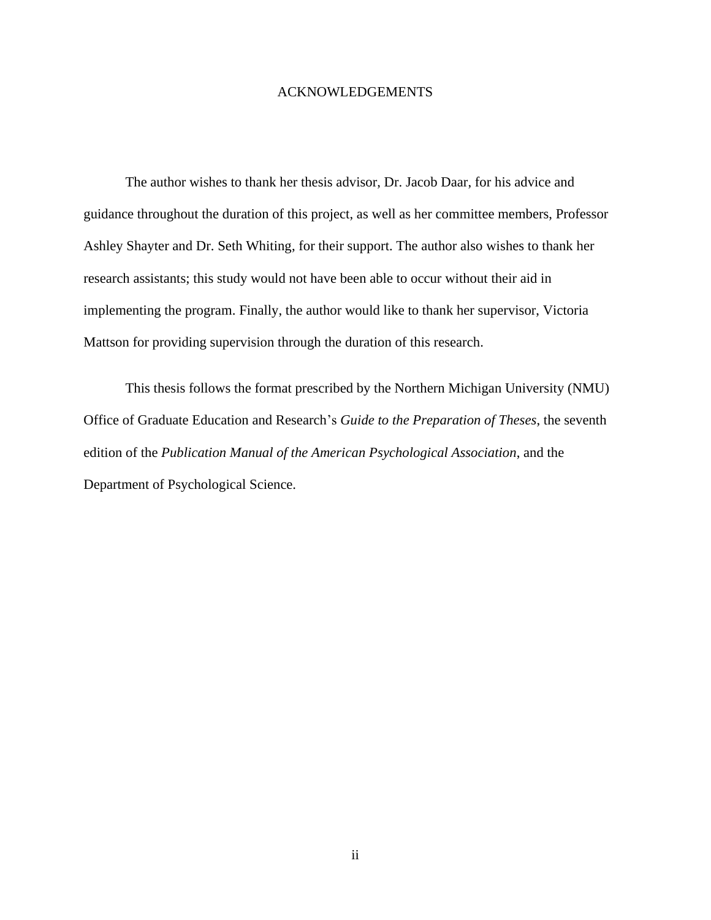# ACKNOWLEDGEMENTS

The author wishes to thank her thesis advisor, Dr. Jacob Daar, for his advice and guidance throughout the duration of this project, as well as her committee members, Professor Ashley Shayter and Dr. Seth Whiting, for their support. The author also wishes to thank her research assistants; this study would not have been able to occur without their aid in implementing the program. Finally, the author would like to thank her supervisor, Victoria Mattson for providing supervision through the duration of this research.

This thesis follows the format prescribed by the Northern Michigan University (NMU) Office of Graduate Education and Research's *Guide to the Preparation of Theses*, the seventh edition of the *Publication Manual of the American Psychological Association*, and the Department of Psychological Science.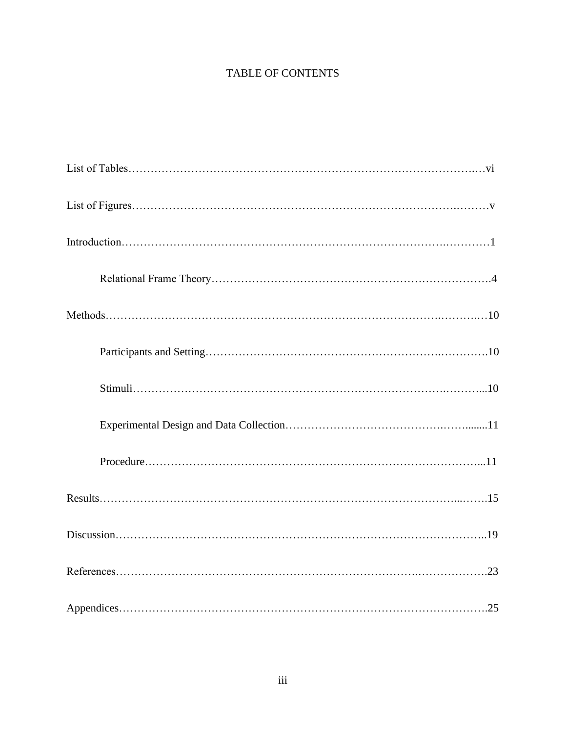# TABLE OF CONTENTS

List of Tables…………………………………………………………………………………vi

List of Figures…………………………………………………………………………………v

Introduction……………………………………………………………………………………1

    Relational Frame Theory……………………………………………………………………4

Methods………………………………………………………………………………………10

    Participants and Setting……………………………………………………………………10

    Stimuli………………………………………………………………………………………10

    Experimental Design and Data Collection…………………………………………………11

    Procedure……………………………………………………………………………………11

Results…………………………………………………………………………………………15

Discussion………………………………………………………………………………………19

References………………………………………………………………………………………23

Appendices……………………………………………………………………………………25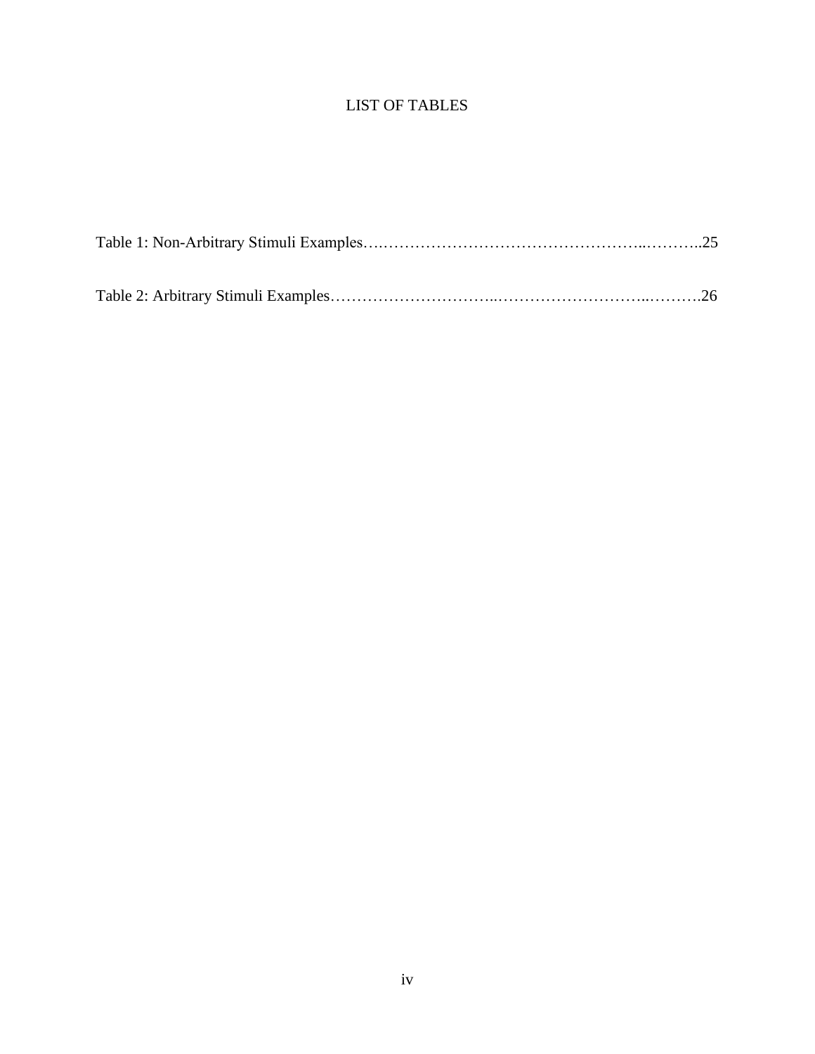# LIST OF TABLES

Table 1: Non-Arbitrary Stimuli Examples………………………………………………..………..25

Table 2: Arbitrary Stimuli Examples…………………………..……………………….……….26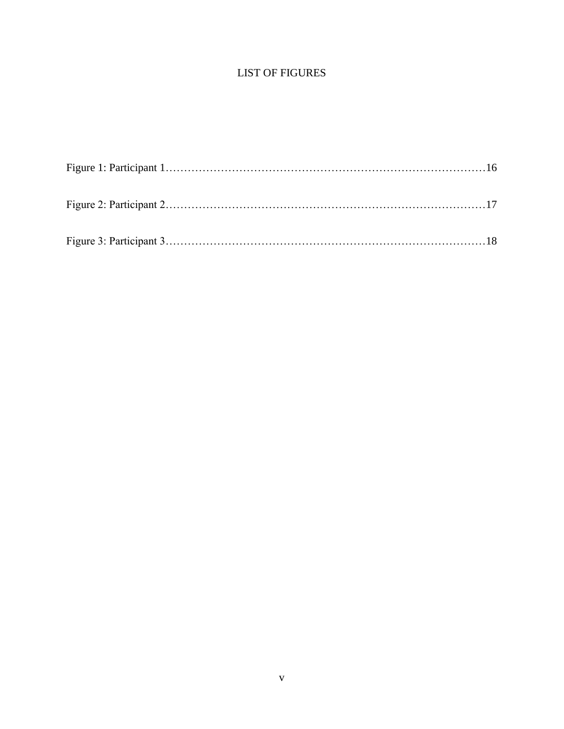# LIST OF FIGURES

Figure 1: Participant 1……………………………………………………………………………16

Figure 2: Participant 2……………………………………………………………………………17

Figure 3: Participant 3……………………………………………………………………………18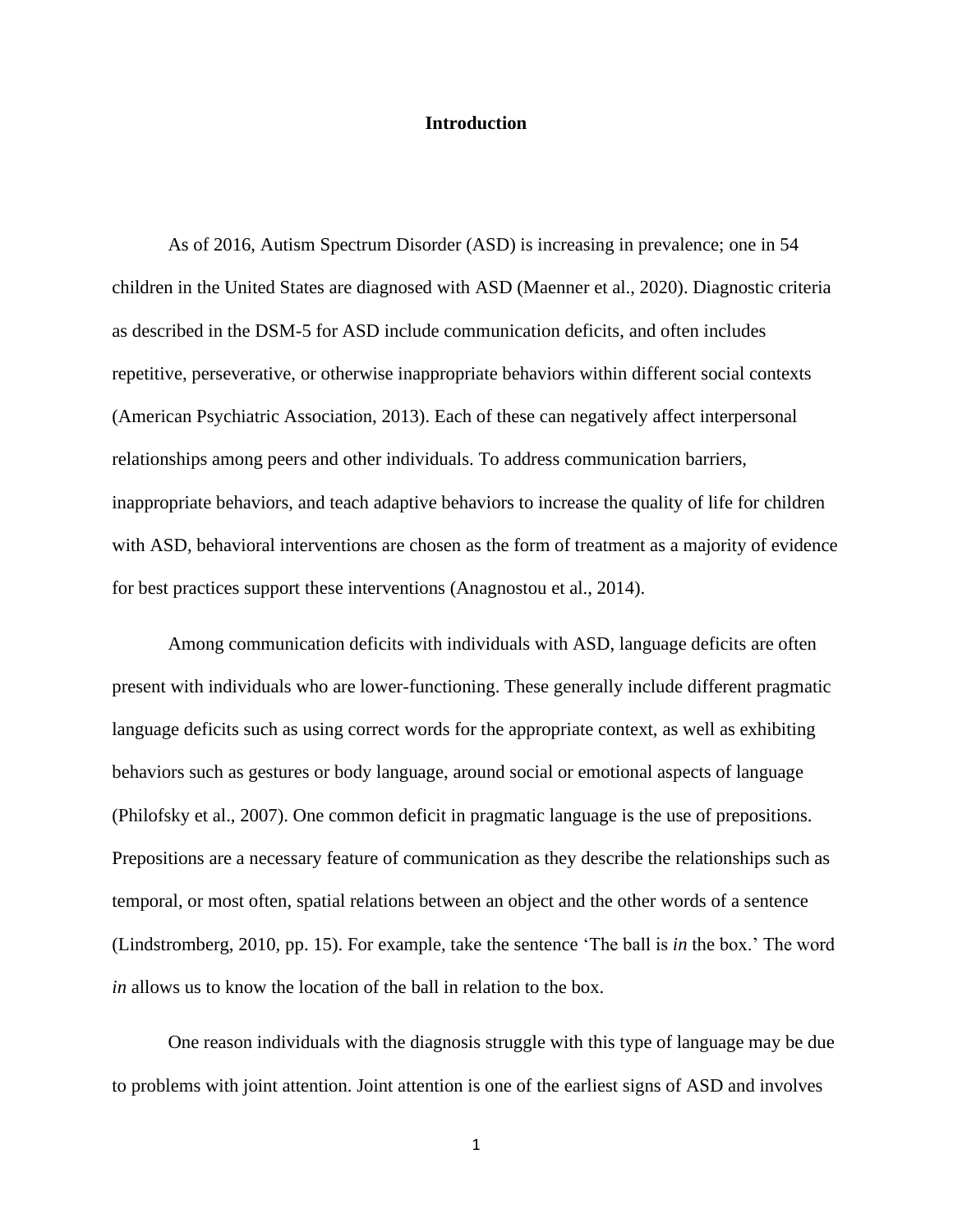# Introduction

As of 2016, Autism Spectrum Disorder (ASD) is increasing in prevalence; one in 54 children in the United States are diagnosed with ASD (Maenner et al., 2020). Diagnostic criteria as described in the DSM-5 for ASD include communication deficits, and often includes repetitive, perseverative, or otherwise inappropriate behaviors within different social contexts (American Psychiatric Association, 2013). Each of these can negatively affect interpersonal relationships among peers and other individuals. To address communication barriers, inappropriate behaviors, and teach adaptive behaviors to increase the quality of life for children with ASD, behavioral interventions are chosen as the form of treatment as a majority of evidence for best practices support these interventions (Anagnostou et al., 2014).

Among communication deficits with individuals with ASD, language deficits are often present with individuals who are lower-functioning. These generally include different pragmatic language deficits such as using correct words for the appropriate context, as well as exhibiting behaviors such as gestures or body language, around social or emotional aspects of language (Philofsky et al., 2007). One common deficit in pragmatic language is the use of prepositions. Prepositions are a necessary feature of communication as they describe the relationships such as temporal, or most often, spatial relations between an object and the other words of a sentence (Lindstromberg, 2010, pp. 15). For example, take the sentence 'The ball is *in* the box.' The word *in* allows us to know the location of the ball in relation to the box.

One reason individuals with the diagnosis struggle with this type of language may be due to problems with joint attention. Joint attention is one of the earliest signs of ASD and involves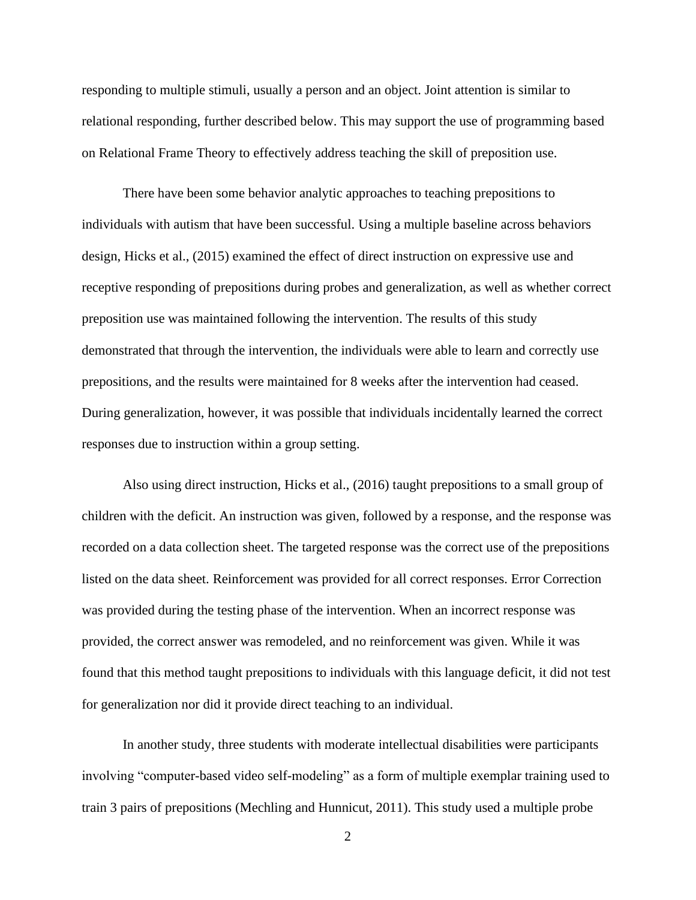responding to multiple stimuli, usually a person and an object. Joint attention is similar to relational responding, further described below. This may support the use of programming based on Relational Frame Theory to effectively address teaching the skill of preposition use.

There have been some behavior analytic approaches to teaching prepositions to individuals with autism that have been successful. Using a multiple baseline across behaviors design, Hicks et al., (2015) examined the effect of direct instruction on expressive use and receptive responding of prepositions during probes and generalization, as well as whether correct preposition use was maintained following the intervention. The results of this study demonstrated that through the intervention, the individuals were able to learn and correctly use prepositions, and the results were maintained for 8 weeks after the intervention had ceased. During generalization, however, it was possible that individuals incidentally learned the correct responses due to instruction within a group setting.

Also using direct instruction, Hicks et al., (2016) taught prepositions to a small group of children with the deficit. An instruction was given, followed by a response, and the response was recorded on a data collection sheet. The targeted response was the correct use of the prepositions listed on the data sheet. Reinforcement was provided for all correct responses. Error Correction was provided during the testing phase of the intervention. When an incorrect response was provided, the correct answer was remodeled, and no reinforcement was given. While it was found that this method taught prepositions to individuals with this language deficit, it did not test for generalization nor did it provide direct teaching to an individual.

In another study, three students with moderate intellectual disabilities were participants involving "computer-based video self-modeling" as a form of multiple exemplar training used to train 3 pairs of prepositions (Mechling and Hunnicut, 2011). This study used a multiple probe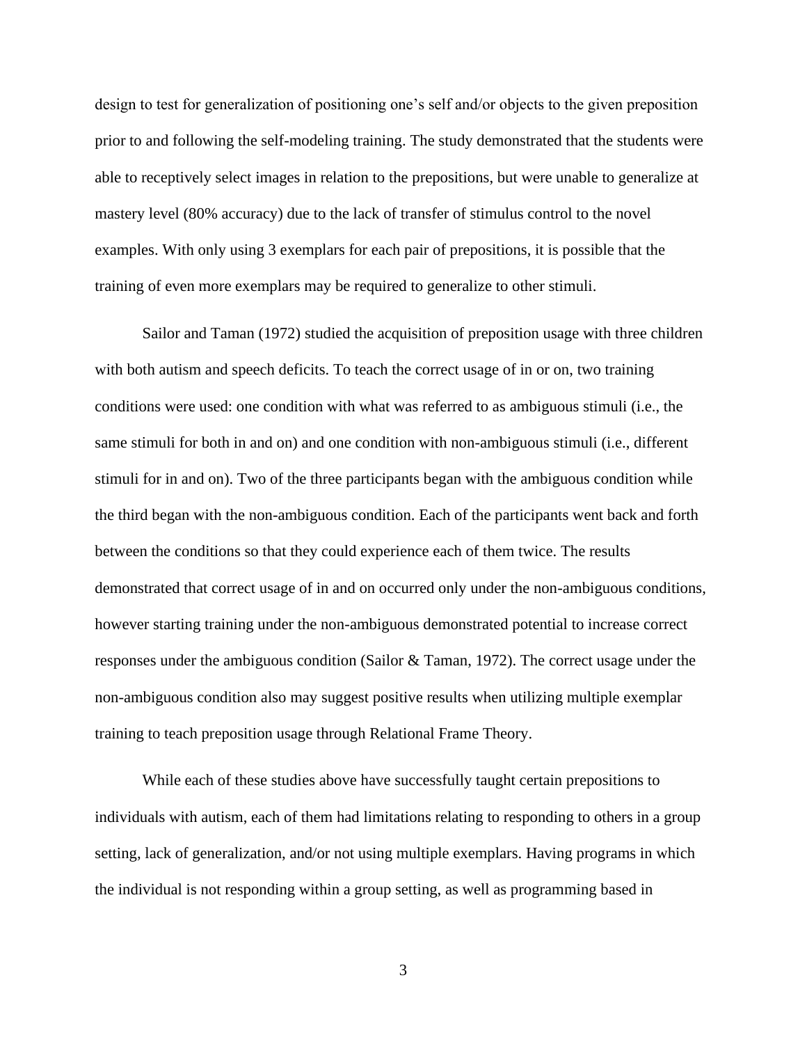design to test for generalization of positioning one's self and/or objects to the given preposition prior to and following the self-modeling training. The study demonstrated that the students were able to receptively select images in relation to the prepositions, but were unable to generalize at mastery level (80% accuracy) due to the lack of transfer of stimulus control to the novel examples. With only using 3 exemplars for each pair of prepositions, it is possible that the training of even more exemplars may be required to generalize to other stimuli.

Sailor and Taman (1972) studied the acquisition of preposition usage with three children with both autism and speech deficits. To teach the correct usage of in or on, two training conditions were used: one condition with what was referred to as ambiguous stimuli (i.e., the same stimuli for both in and on) and one condition with non-ambiguous stimuli (i.e., different stimuli for in and on). Two of the three participants began with the ambiguous condition while the third began with the non-ambiguous condition. Each of the participants went back and forth between the conditions so that they could experience each of them twice. The results demonstrated that correct usage of in and on occurred only under the non-ambiguous conditions, however starting training under the non-ambiguous demonstrated potential to increase correct responses under the ambiguous condition (Sailor & Taman, 1972). The correct usage under the non-ambiguous condition also may suggest positive results when utilizing multiple exemplar training to teach preposition usage through Relational Frame Theory.

While each of these studies above have successfully taught certain prepositions to individuals with autism, each of them had limitations relating to responding to others in a group setting, lack of generalization, and/or not using multiple exemplars. Having programs in which the individual is not responding within a group setting, as well as programming based in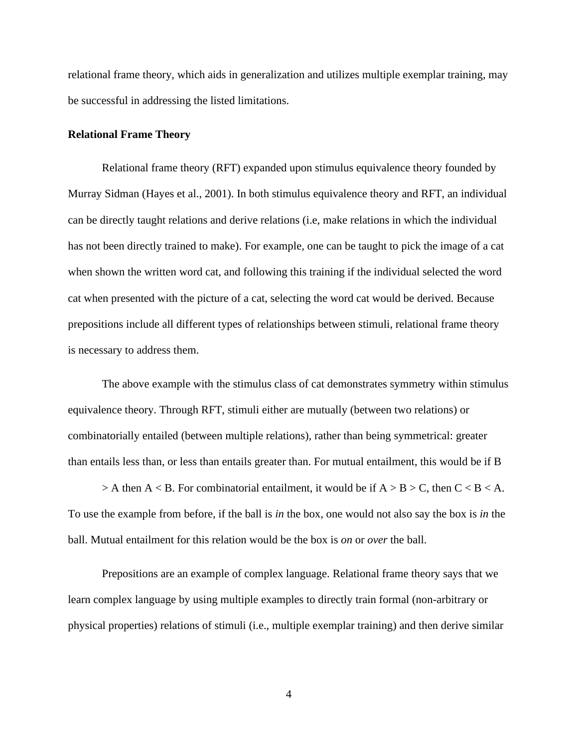relational frame theory, which aids in generalization and utilizes multiple exemplar training, may be successful in addressing the listed limitations.

**Relational Frame Theory**

Relational frame theory (RFT) expanded upon stimulus equivalence theory founded by Murray Sidman (Hayes et al., 2001). In both stimulus equivalence theory and RFT, an individual can be directly taught relations and derive relations (i.e, make relations in which the individual has not been directly trained to make). For example, one can be taught to pick the image of a cat when shown the written word cat, and following this training if the individual selected the word cat when presented with the picture of a cat, selecting the word cat would be derived. Because prepositions include all different types of relationships between stimuli, relational frame theory is necessary to address them.

The above example with the stimulus class of cat demonstrates symmetry within stimulus equivalence theory. Through RFT, stimuli either are mutually (between two relations) or combinatorially entailed (between multiple relations), rather than being symmetrical: greater than entails less than, or less than entails greater than. For mutual entailment, this would be if $B > A$ then $A < B$. For combinatorial entailment, it would be if $A > B > C$, then $C < B < A$. To use the example from before, if the ball is *in* the box, one would not also say the box is *in* the ball. Mutual entailment for this relation would be the box is *on* or *over* the ball.

Prepositions are an example of complex language. Relational frame theory says that we learn complex language by using multiple examples to directly train formal (non-arbitrary or physical properties) relations of stimuli (i.e., multiple exemplar training) and then derive similar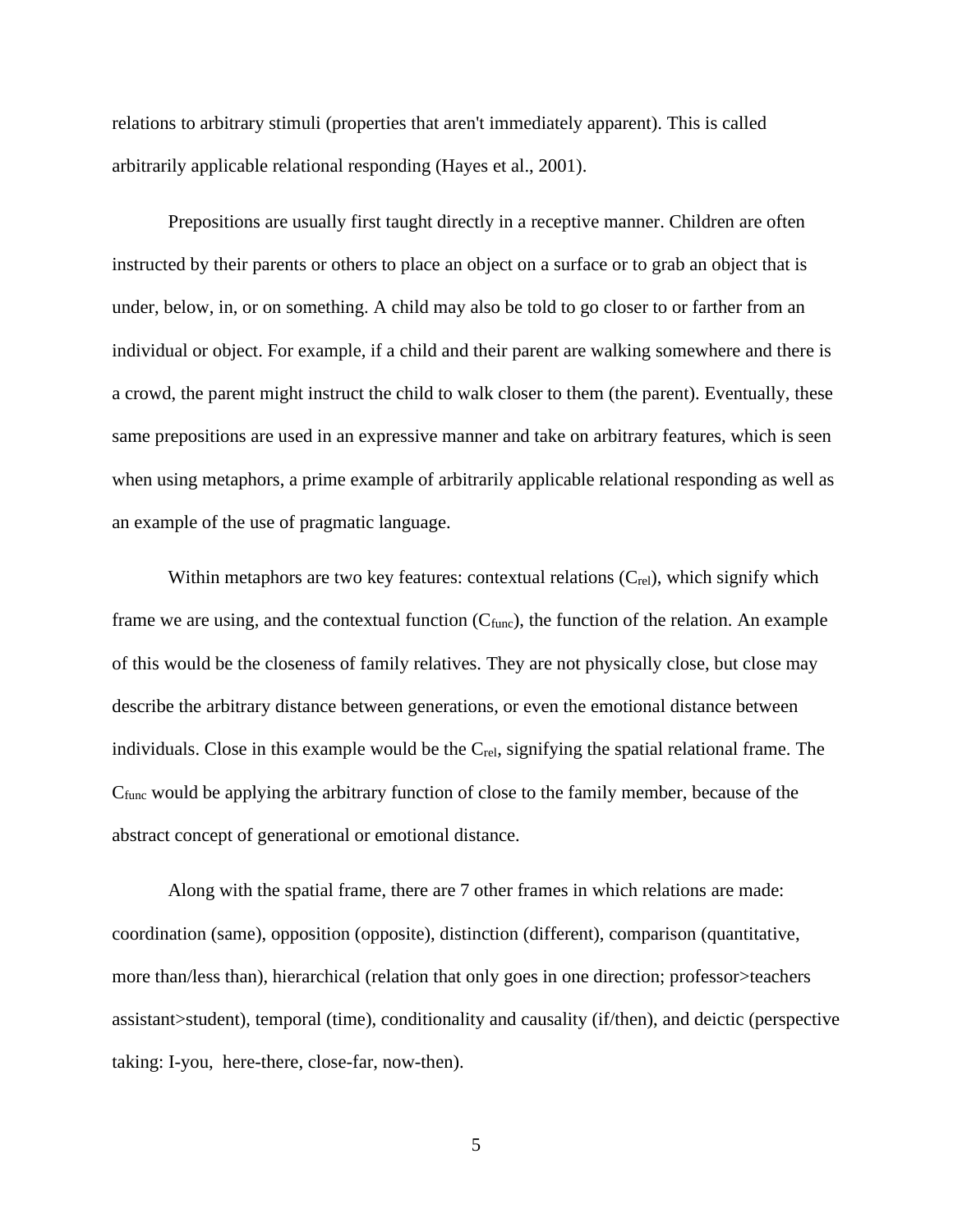relations to arbitrary stimuli (properties that aren't immediately apparent). This is called arbitrarily applicable relational responding (Hayes et al., 2001).

Prepositions are usually first taught directly in a receptive manner. Children are often instructed by their parents or others to place an object on a surface or to grab an object that is under, below, in, or on something. A child may also be told to go closer to or farther from an individual or object. For example, if a child and their parent are walking somewhere and there is a crowd, the parent might instruct the child to walk closer to them (the parent). Eventually, these same prepositions are used in an expressive manner and take on arbitrary features, which is seen when using metaphors, a prime example of arbitrarily applicable relational responding as well as an example of the use of pragmatic language.

Within metaphors are two key features: contextual relations ($C_{rel}$), which signify which frame we are using, and the contextual function ($C_{func}$), the function of the relation. An example of this would be the closeness of family relatives. They are not physically close, but close may describe the arbitrary distance between generations, or even the emotional distance between individuals. Close in this example would be the $C_{rel}$, signifying the spatial relational frame. The $C_{func}$ would be applying the arbitrary function of close to the family member, because of the abstract concept of generational or emotional distance.

Along with the spatial frame, there are 7 other frames in which relations are made: coordination (same), opposition (opposite), distinction (different), comparison (quantitative, more than/less than), hierarchical (relation that only goes in one direction; professor>teachers assistant>student), temporal (time), conditionality and causality (if/then), and deictic (perspective taking: I-you, here-there, close-far, now-then).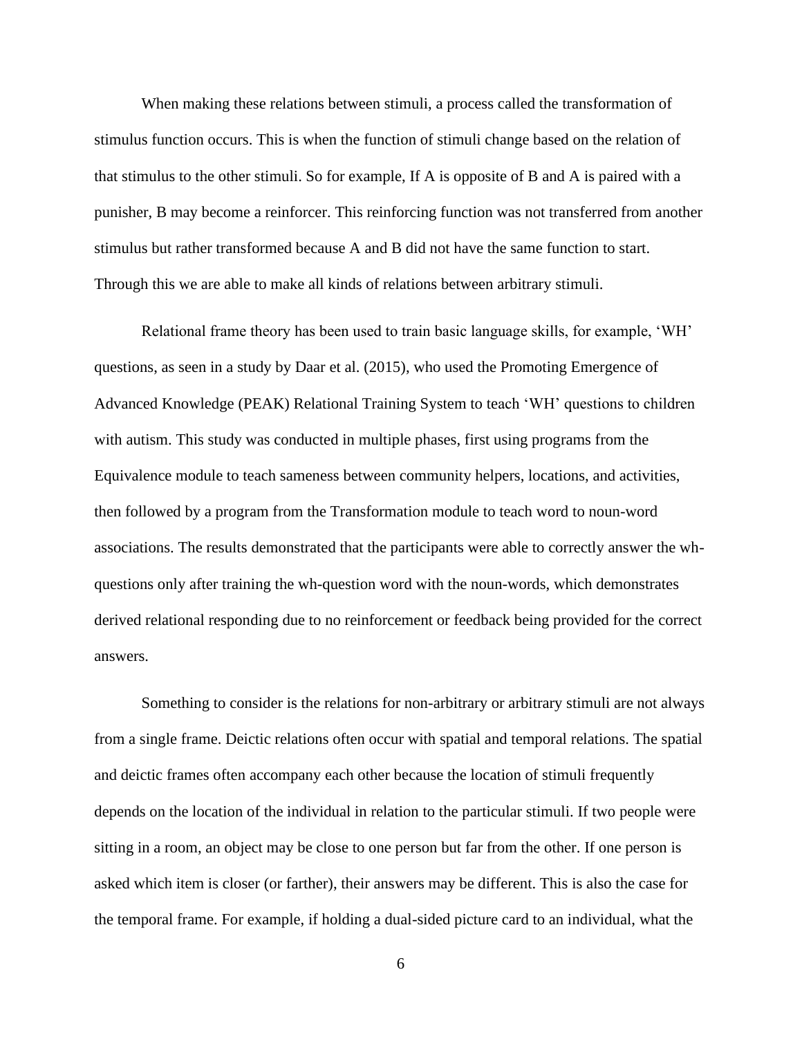When making these relations between stimuli, a process called the transformation of stimulus function occurs. This is when the function of stimuli change based on the relation of that stimulus to the other stimuli. So for example, If A is opposite of B and A is paired with a punisher, B may become a reinforcer. This reinforcing function was not transferred from another stimulus but rather transformed because A and B did not have the same function to start. Through this we are able to make all kinds of relations between arbitrary stimuli.

Relational frame theory has been used to train basic language skills, for example, 'WH' questions, as seen in a study by Daar et al. (2015), who used the Promoting Emergence of Advanced Knowledge (PEAK) Relational Training System to teach 'WH' questions to children with autism. This study was conducted in multiple phases, first using programs from the Equivalence module to teach sameness between community helpers, locations, and activities, then followed by a program from the Transformation module to teach word to noun-word associations. The results demonstrated that the participants were able to correctly answer the wh-questions only after training the wh-question word with the noun-words, which demonstrates derived relational responding due to no reinforcement or feedback being provided for the correct answers.

Something to consider is the relations for non-arbitrary or arbitrary stimuli are not always from a single frame. Deictic relations often occur with spatial and temporal relations. The spatial and deictic frames often accompany each other because the location of stimuli frequently depends on the location of the individual in relation to the particular stimuli. If two people were sitting in a room, an object may be close to one person but far from the other. If one person is asked which item is closer (or farther), their answers may be different. This is also the case for the temporal frame. For example, if holding a dual-sided picture card to an individual, what the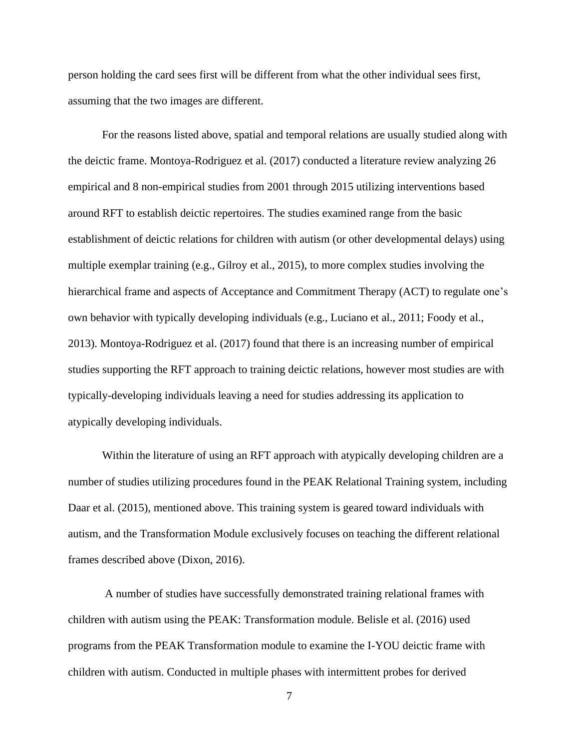person holding the card sees first will be different from what the other individual sees first, assuming that the two images are different.

For the reasons listed above, spatial and temporal relations are usually studied along with the deictic frame. Montoya-Rodriguez et al. (2017) conducted a literature review analyzing 26 empirical and 8 non-empirical studies from 2001 through 2015 utilizing interventions based around RFT to establish deictic repertoires. The studies examined range from the basic establishment of deictic relations for children with autism (or other developmental delays) using multiple exemplar training (e.g., Gilroy et al., 2015), to more complex studies involving the hierarchical frame and aspects of Acceptance and Commitment Therapy (ACT) to regulate one's own behavior with typically developing individuals (e.g., Luciano et al., 2011; Foody et al., 2013). Montoya-Rodriguez et al. (2017) found that there is an increasing number of empirical studies supporting the RFT approach to training deictic relations, however most studies are with typically-developing individuals leaving a need for studies addressing its application to atypically developing individuals.

Within the literature of using an RFT approach with atypically developing children are a number of studies utilizing procedures found in the PEAK Relational Training system, including Daar et al. (2015), mentioned above. This training system is geared toward individuals with autism, and the Transformation Module exclusively focuses on teaching the different relational frames described above (Dixon, 2016).

A number of studies have successfully demonstrated training relational frames with children with autism using the PEAK: Transformation module. Belisle et al. (2016) used programs from the PEAK Transformation module to examine the I-YOU deictic frame with children with autism. Conducted in multiple phases with intermittent probes for derived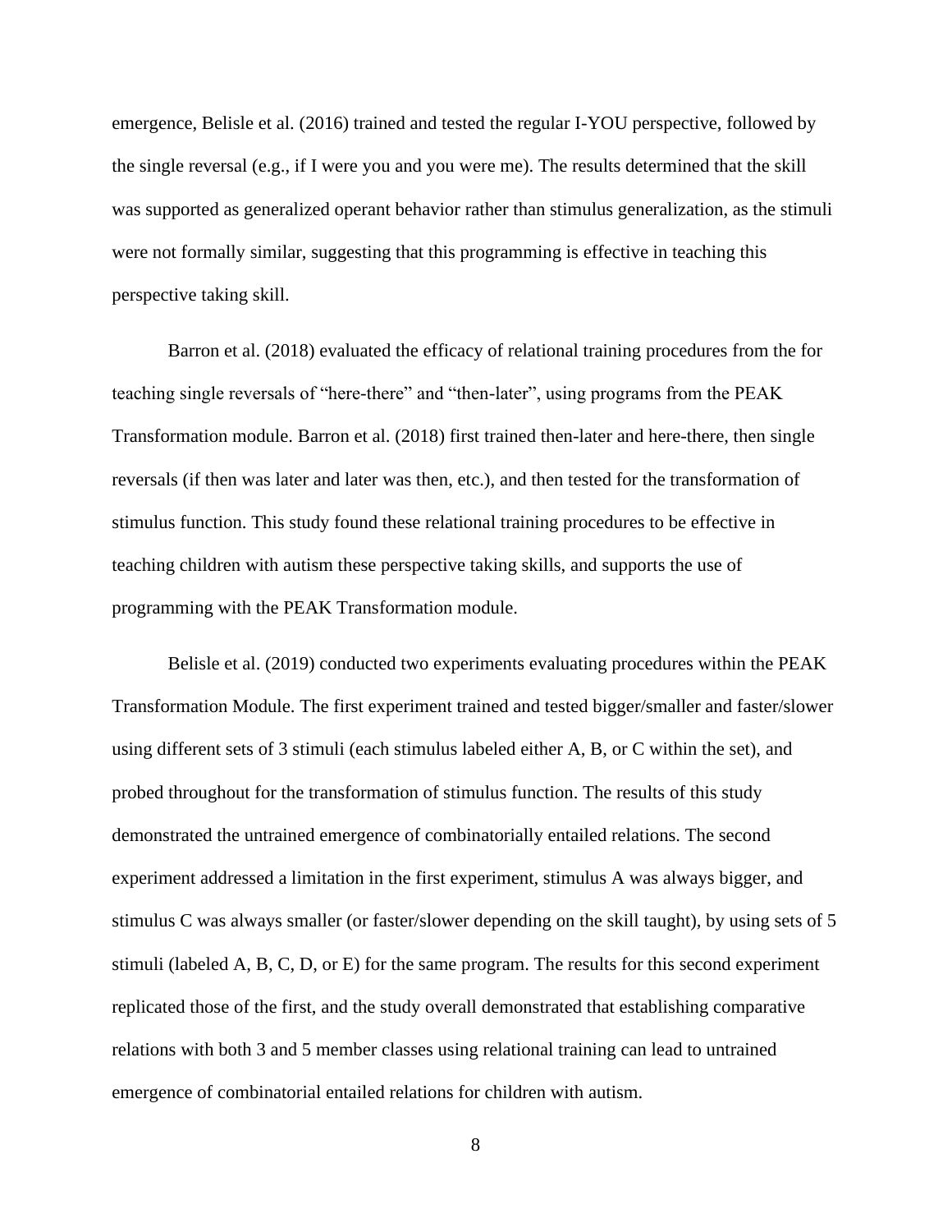emergence, Belisle et al. (2016) trained and tested the regular I-YOU perspective, followed by the single reversal (e.g., if I were you and you were me). The results determined that the skill was supported as generalized operant behavior rather than stimulus generalization, as the stimuli were not formally similar, suggesting that this programming is effective in teaching this perspective taking skill.

Barron et al. (2018) evaluated the efficacy of relational training procedures from the for teaching single reversals of "here-there" and "then-later", using programs from the PEAK Transformation module. Barron et al. (2018) first trained then-later and here-there, then single reversals (if then was later and later was then, etc.), and then tested for the transformation of stimulus function. This study found these relational training procedures to be effective in teaching children with autism these perspective taking skills, and supports the use of programming with the PEAK Transformation module.

Belisle et al. (2019) conducted two experiments evaluating procedures within the PEAK Transformation Module. The first experiment trained and tested bigger/smaller and faster/slower using different sets of 3 stimuli (each stimulus labeled either A, B, or C within the set), and probed throughout for the transformation of stimulus function. The results of this study demonstrated the untrained emergence of combinatorially entailed relations. The second experiment addressed a limitation in the first experiment, stimulus A was always bigger, and stimulus C was always smaller (or faster/slower depending on the skill taught), by using sets of 5 stimuli (labeled A, B, C, D, or E) for the same program. The results for this second experiment replicated those of the first, and the study overall demonstrated that establishing comparative relations with both 3 and 5 member classes using relational training can lead to untrained emergence of combinatorial entailed relations for children with autism.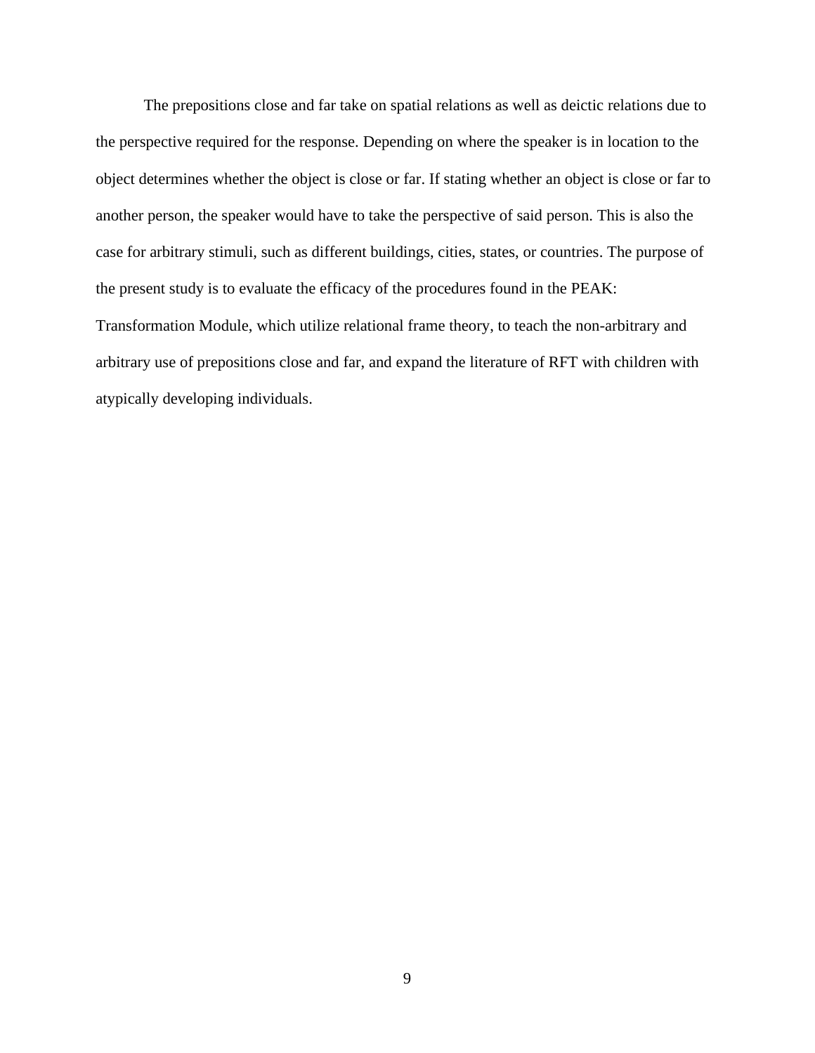The prepositions close and far take on spatial relations as well as deictic relations due to the perspective required for the response. Depending on where the speaker is in location to the object determines whether the object is close or far. If stating whether an object is close or far to another person, the speaker would have to take the perspective of said person. This is also the case for arbitrary stimuli, such as different buildings, cities, states, or countries. The purpose of the present study is to evaluate the efficacy of the procedures found in the PEAK: Transformation Module, which utilize relational frame theory, to teach the non-arbitrary and arbitrary use of prepositions close and far, and expand the literature of RFT with children with atypically developing individuals.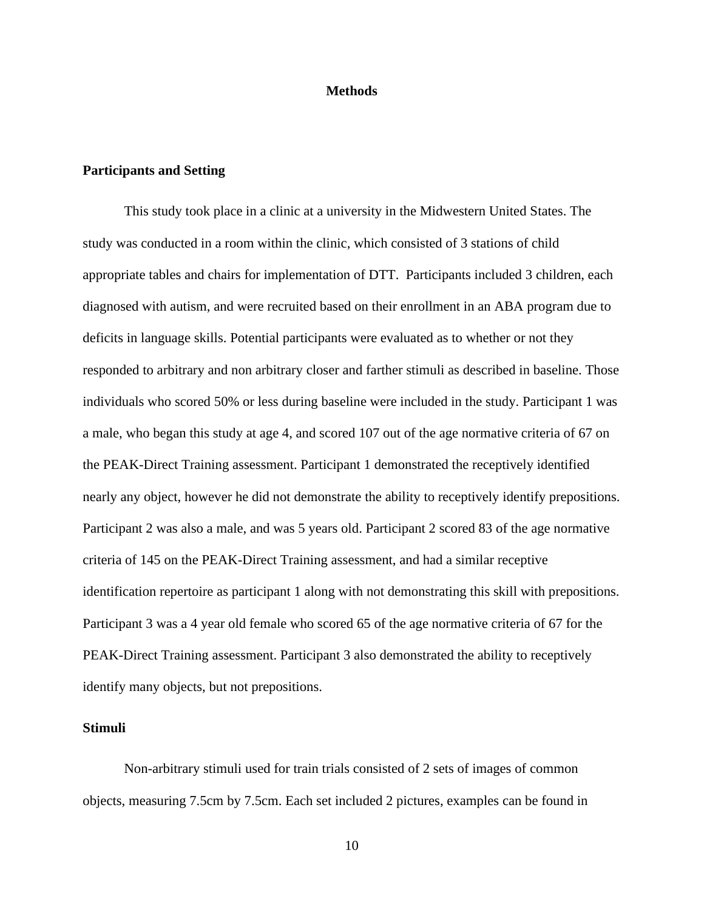# Methods

## Participants and Setting

This study took place in a clinic at a university in the Midwestern United States. The study was conducted in a room within the clinic, which consisted of 3 stations of child appropriate tables and chairs for implementation of DTT.  Participants included 3 children, each diagnosed with autism, and were recruited based on their enrollment in an ABA program due to deficits in language skills. Potential participants were evaluated as to whether or not they responded to arbitrary and non arbitrary closer and farther stimuli as described in baseline. Those individuals who scored 50% or less during baseline were included in the study. Participant 1 was a male, who began this study at age 4, and scored 107 out of the age normative criteria of 67 on the PEAK-Direct Training assessment. Participant 1 demonstrated the receptively identified nearly any object, however he did not demonstrate the ability to receptively identify prepositions. Participant 2 was also a male, and was 5 years old. Participant 2 scored 83 of the age normative criteria of 145 on the PEAK-Direct Training assessment, and had a similar receptive identification repertoire as participant 1 along with not demonstrating this skill with prepositions. Participant 3 was a 4 year old female who scored 65 of the age normative criteria of 67 for the PEAK-Direct Training assessment. Participant 3 also demonstrated the ability to receptively identify many objects, but not prepositions.

## Stimuli

Non-arbitrary stimuli used for train trials consisted of 2 sets of images of common objects, measuring 7.5cm by 7.5cm. Each set included 2 pictures, examples can be found in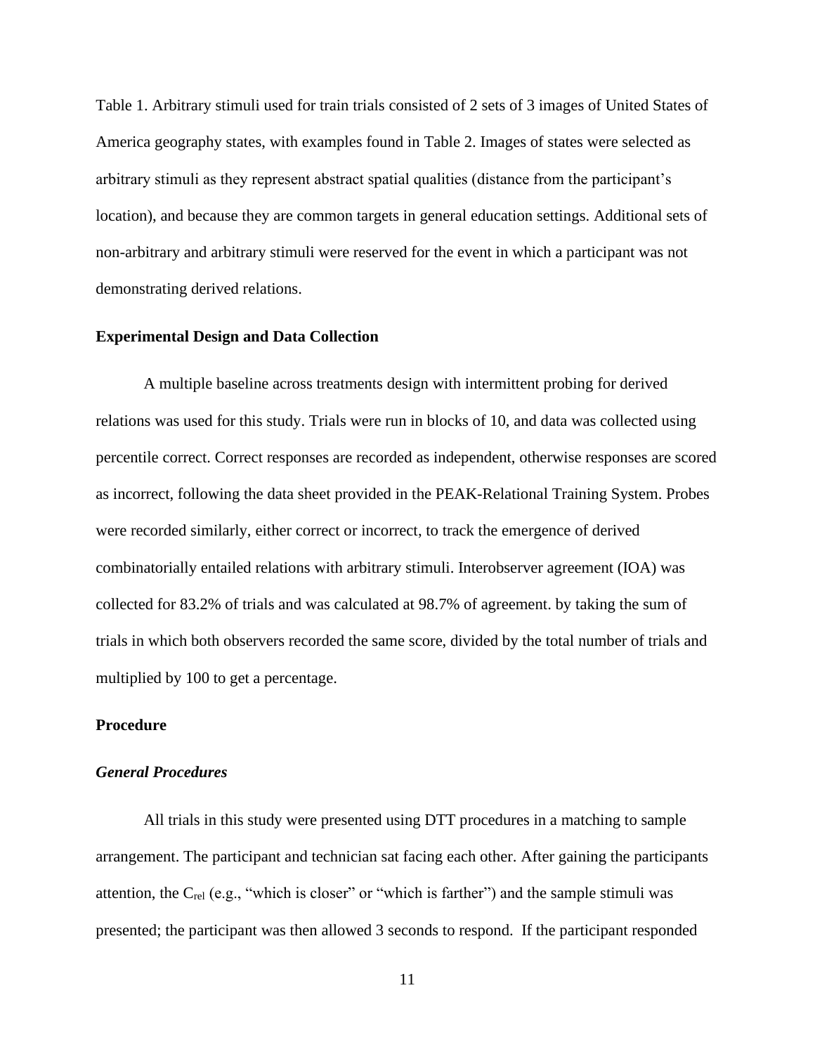Table 1. Arbitrary stimuli used for train trials consisted of 2 sets of 3 images of United States of America geography states, with examples found in Table 2. Images of states were selected as arbitrary stimuli as they represent abstract spatial qualities (distance from the participant's location), and because they are common targets in general education settings. Additional sets of non-arbitrary and arbitrary stimuli were reserved for the event in which a participant was not demonstrating derived relations.

**Experimental Design and Data Collection**

A multiple baseline across treatments design with intermittent probing for derived relations was used for this study. Trials were run in blocks of 10, and data was collected using percentile correct. Correct responses are recorded as independent, otherwise responses are scored as incorrect, following the data sheet provided in the PEAK-Relational Training System. Probes were recorded similarly, either correct or incorrect, to track the emergence of derived combinatorially entailed relations with arbitrary stimuli. Interobserver agreement (IOA) was collected for 83.2% of trials and was calculated at 98.7% of agreement. by taking the sum of trials in which both observers recorded the same score, divided by the total number of trials and multiplied by 100 to get a percentage.

**Procedure**

***General Procedures***

All trials in this study were presented using DTT procedures in a matching to sample arrangement. The participant and technician sat facing each other. After gaining the participants attention, the $C_{rel}$ (e.g., "which is closer" or "which is farther") and the sample stimuli was presented; the participant was then allowed 3 seconds to respond. If the participant responded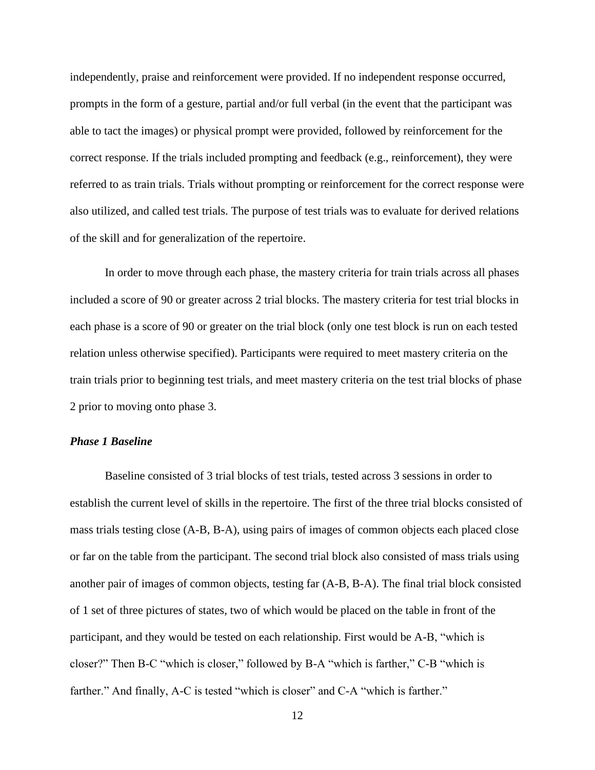independently, praise and reinforcement were provided. If no independent response occurred, prompts in the form of a gesture, partial and/or full verbal (in the event that the participant was able to tact the images) or physical prompt were provided, followed by reinforcement for the correct response. If the trials included prompting and feedback (e.g., reinforcement), they were referred to as train trials. Trials without prompting or reinforcement for the correct response were also utilized, and called test trials. The purpose of test trials was to evaluate for derived relations of the skill and for generalization of the repertoire.

In order to move through each phase, the mastery criteria for train trials across all phases included a score of 90 or greater across 2 trial blocks. The mastery criteria for test trial blocks in each phase is a score of 90 or greater on the trial block (only one test block is run on each tested relation unless otherwise specified). Participants were required to meet mastery criteria on the train trials prior to beginning test trials, and meet mastery criteria on the test trial blocks of phase 2 prior to moving onto phase 3.

### *Phase 1 Baseline*

Baseline consisted of 3 trial blocks of test trials, tested across 3 sessions in order to establish the current level of skills in the repertoire. The first of the three trial blocks consisted of mass trials testing close (A-B, B-A), using pairs of images of common objects each placed close or far on the table from the participant. The second trial block also consisted of mass trials using another pair of images of common objects, testing far (A-B, B-A). The final trial block consisted of 1 set of three pictures of states, two of which would be placed on the table in front of the participant, and they would be tested on each relationship. First would be A-B, "which is closer?" Then B-C "which is closer," followed by B-A "which is farther," C-B "which is farther." And finally, A-C is tested "which is closer" and C-A "which is farther."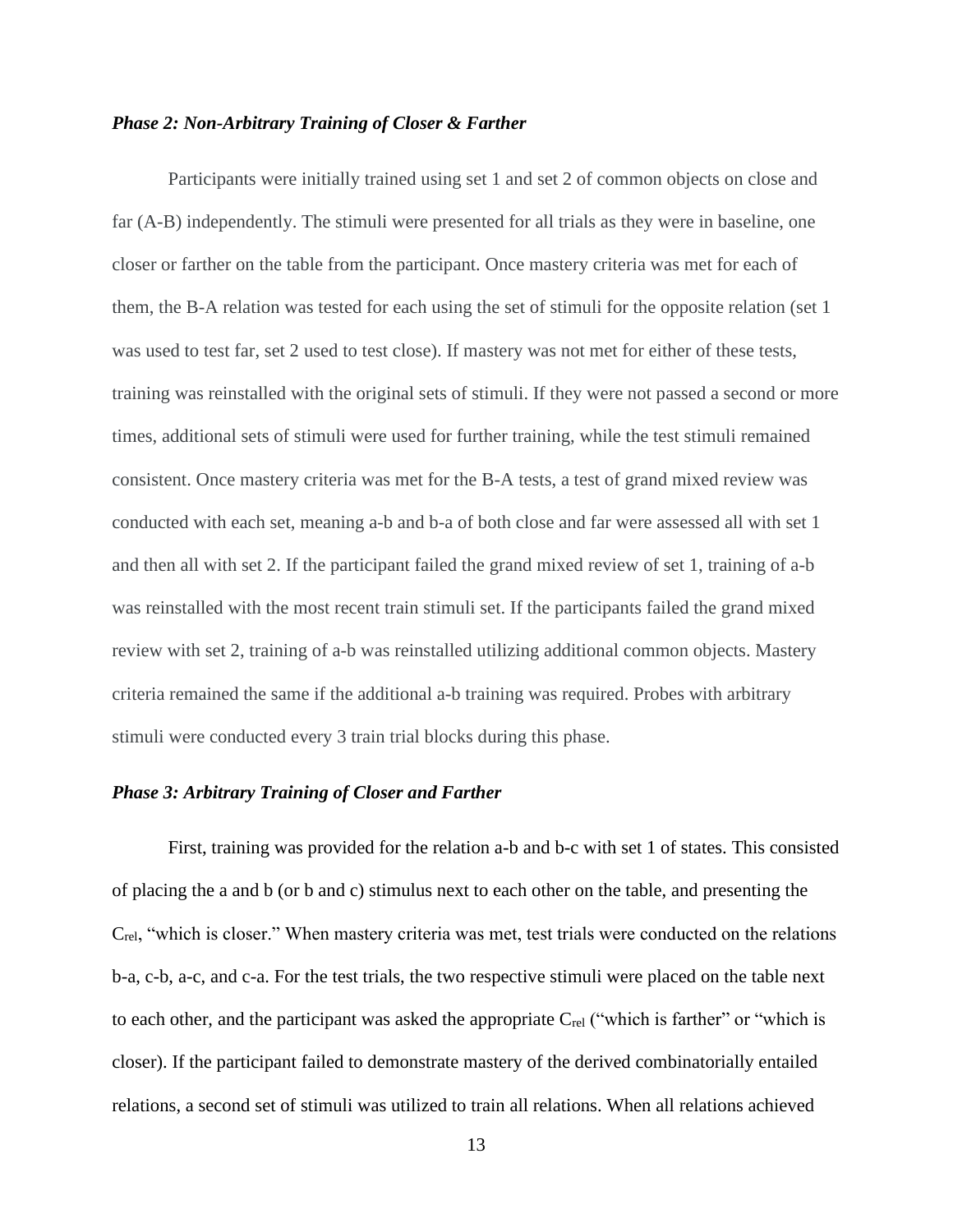### *Phase 2: Non-Arbitrary Training of Closer & Farther*

Participants were initially trained using set 1 and set 2 of common objects on close and far (A-B) independently. The stimuli were presented for all trials as they were in baseline, one closer or farther on the table from the participant. Once mastery criteria was met for each of them, the B-A relation was tested for each using the set of stimuli for the opposite relation (set 1 was used to test far, set 2 used to test close). If mastery was not met for either of these tests, training was reinstalled with the original sets of stimuli. If they were not passed a second or more times, additional sets of stimuli were used for further training, while the test stimuli remained consistent. Once mastery criteria was met for the B-A tests, a test of grand mixed review was conducted with each set, meaning a-b and b-a of both close and far were assessed all with set 1 and then all with set 2. If the participant failed the grand mixed review of set 1, training of a-b was reinstalled with the most recent train stimuli set. If the participants failed the grand mixed review with set 2, training of a-b was reinstalled utilizing additional common objects. Mastery criteria remained the same if the additional a-b training was required. Probes with arbitrary stimuli were conducted every 3 train trial blocks during this phase.

### *Phase 3: Arbitrary Training of Closer and Farther*

First, training was provided for the relation a-b and b-c with set 1 of states. This consisted of placing the a and b (or b and c) stimulus next to each other on the table, and presenting the $C_{rel}$, "which is closer." When mastery criteria was met, test trials were conducted on the relations b-a, c-b, a-c, and c-a. For the test trials, the two respective stimuli were placed on the table next to each other, and the participant was asked the appropriate $C_{rel}$ ("which is farther" or "which is closer). If the participant failed to demonstrate mastery of the derived combinatorially entailed relations, a second set of stimuli was utilized to train all relations. When all relations achieved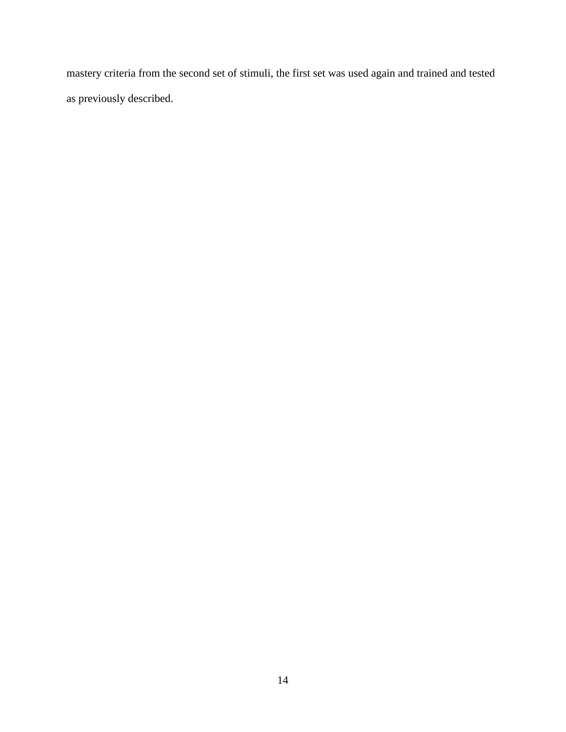mastery criteria from the second set of stimuli, the first set was used again and trained and tested as previously described.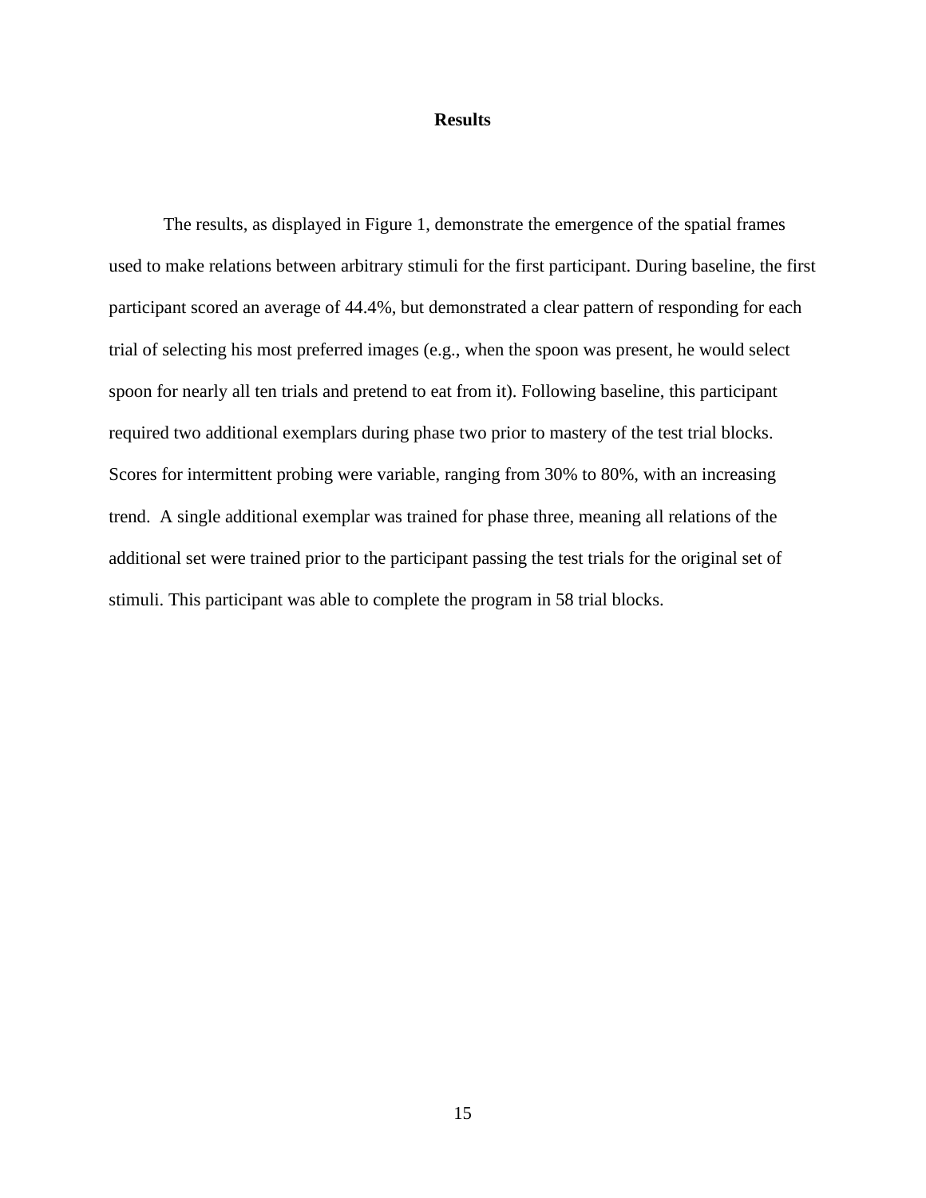# Results

The results, as displayed in Figure 1, demonstrate the emergence of the spatial frames used to make relations between arbitrary stimuli for the first participant. During baseline, the first participant scored an average of 44.4%, but demonstrated a clear pattern of responding for each trial of selecting his most preferred images (e.g., when the spoon was present, he would select spoon for nearly all ten trials and pretend to eat from it). Following baseline, this participant required two additional exemplars during phase two prior to mastery of the test trial blocks. Scores for intermittent probing were variable, ranging from 30% to 80%, with an increasing trend. A single additional exemplar was trained for phase three, meaning all relations of the additional set were trained prior to the participant passing the test trials for the original set of stimuli. This participant was able to complete the program in 58 trial blocks.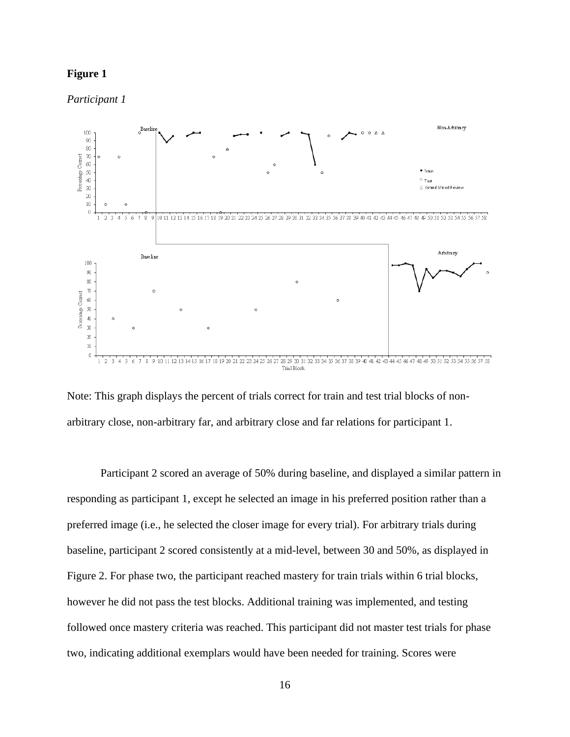**Figure 1**

*Participant 1*

Note: This graph displays the percent of trials correct for train and test trial blocks of non-arbitrary close, non-arbitrary far, and arbitrary close and far relations for participant 1.

Participant 2 scored an average of 50% during baseline, and displayed a similar pattern in responding as participant 1, except he selected an image in his preferred position rather than a preferred image (i.e., he selected the closer image for every trial). For arbitrary trials during baseline, participant 2 scored consistently at a mid-level, between 30 and 50%, as displayed in Figure 2. For phase two, the participant reached mastery for train trials within 6 trial blocks, however he did not pass the test blocks. Additional training was implemented, and testing followed once mastery criteria was reached. This participant did not master test trials for phase two, indicating additional exemplars would have been needed for training. Scores were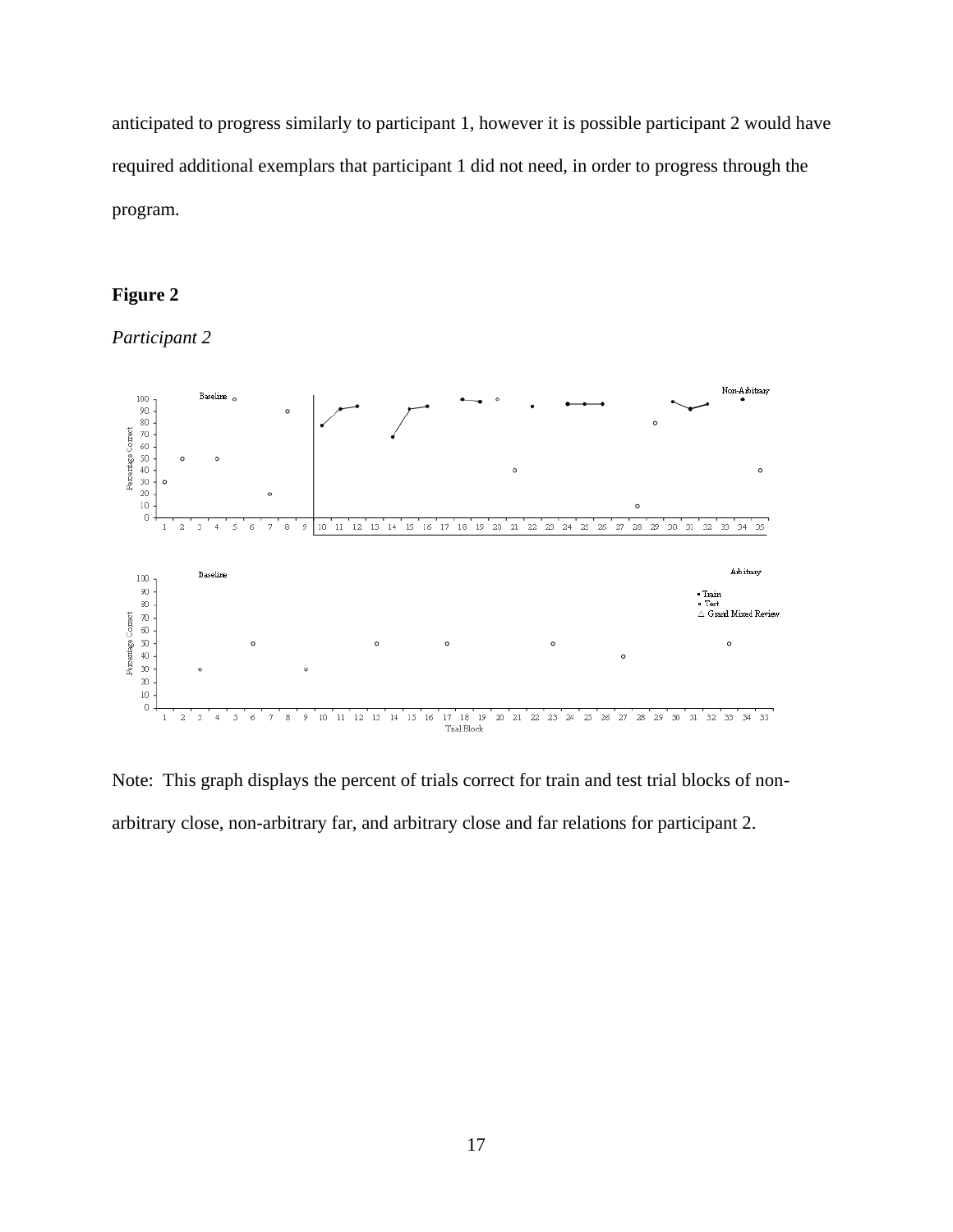anticipated to progress similarly to participant 1, however it is possible participant 2 would have required additional exemplars that participant 1 did not need, in order to progress through the program.

**Figure 2**

*Participant 2*

Note: This graph displays the percent of trials correct for train and test trial blocks of non-arbitrary close, non-arbitrary far, and arbitrary close and far relations for participant 2.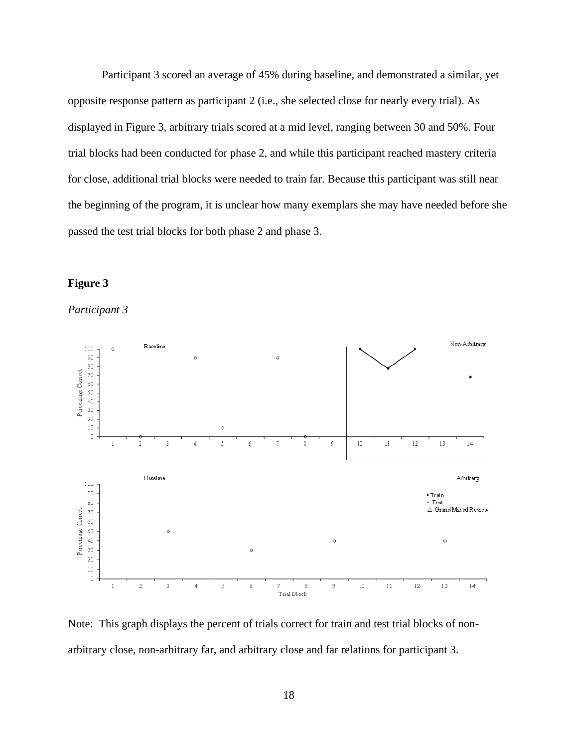Participant 3 scored an average of 45% during baseline, and demonstrated a similar, yet opposite response pattern as participant 2 (i.e., she selected close for nearly every trial). As displayed in Figure 3, arbitrary trials scored at a mid level, ranging between 30 and 50%. Four trial blocks had been conducted for phase 2, and while this participant reached mastery criteria for close, additional trial blocks were needed to train far. Because this participant was still near the beginning of the program, it is unclear how many exemplars she may have needed before she passed the test trial blocks for both phase 2 and phase 3.

**Figure 3**

*Participant 3*

Note: This graph displays the percent of trials correct for train and test trial blocks of non-arbitrary close, non-arbitrary far, and arbitrary close and far relations for participant 3.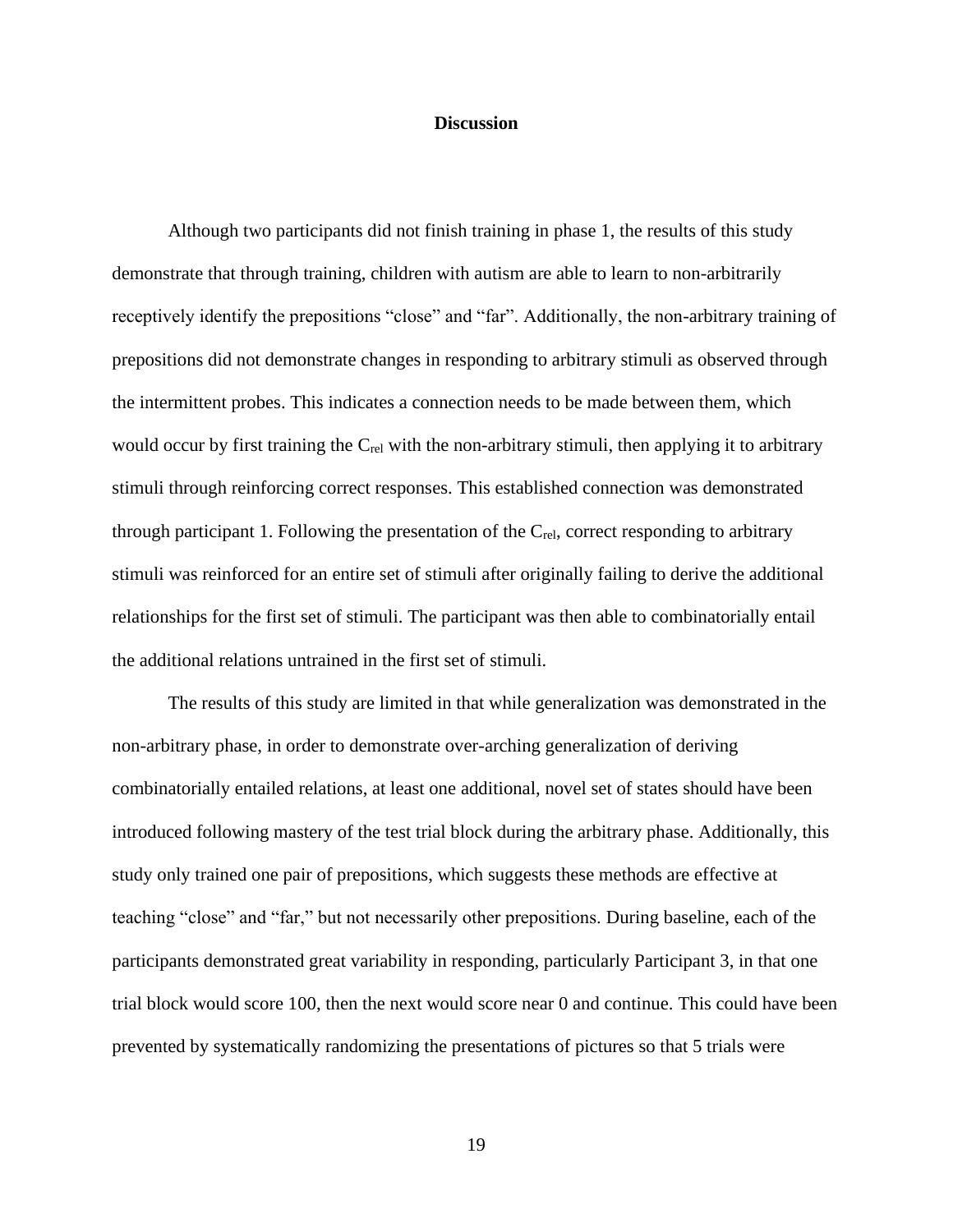## Discussion

Although two participants did not finish training in phase 1, the results of this study demonstrate that through training, children with autism are able to learn to non-arbitrarily receptively identify the prepositions "close" and "far". Additionally, the non-arbitrary training of prepositions did not demonstrate changes in responding to arbitrary stimuli as observed through the intermittent probes. This indicates a connection needs to be made between them, which would occur by first training the $C_{rel}$ with the non-arbitrary stimuli, then applying it to arbitrary stimuli through reinforcing correct responses. This established connection was demonstrated through participant 1. Following the presentation of the $C_{rel}$, correct responding to arbitrary stimuli was reinforced for an entire set of stimuli after originally failing to derive the additional relationships for the first set of stimuli. The participant was then able to combinatorially entail the additional relations untrained in the first set of stimuli.

The results of this study are limited in that while generalization was demonstrated in the non-arbitrary phase, in order to demonstrate over-arching generalization of deriving combinatorially entailed relations, at least one additional, novel set of states should have been introduced following mastery of the test trial block during the arbitrary phase. Additionally, this study only trained one pair of prepositions, which suggests these methods are effective at teaching "close" and "far," but not necessarily other prepositions. During baseline, each of the participants demonstrated great variability in responding, particularly Participant 3, in that one trial block would score 100, then the next would score near 0 and continue. This could have been prevented by systematically randomizing the presentations of pictures so that 5 trials were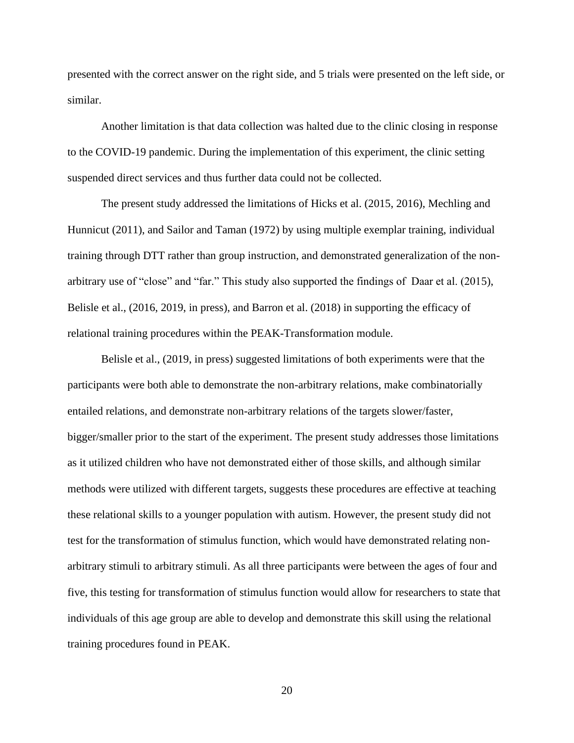presented with the correct answer on the right side, and 5 trials were presented on the left side, or similar.

Another limitation is that data collection was halted due to the clinic closing in response to the COVID-19 pandemic. During the implementation of this experiment, the clinic setting suspended direct services and thus further data could not be collected.

The present study addressed the limitations of Hicks et al. (2015, 2016), Mechling and Hunnicut (2011), and Sailor and Taman (1972) by using multiple exemplar training, individual training through DTT rather than group instruction, and demonstrated generalization of the non-arbitrary use of "close" and "far." This study also supported the findings of  Daar et al. (2015), Belisle et al., (2016, 2019, in press), and Barron et al. (2018) in supporting the efficacy of relational training procedures within the PEAK-Transformation module.

Belisle et al., (2019, in press) suggested limitations of both experiments were that the participants were both able to demonstrate the non-arbitrary relations, make combinatorially entailed relations, and demonstrate non-arbitrary relations of the targets slower/faster, bigger/smaller prior to the start of the experiment. The present study addresses those limitations as it utilized children who have not demonstrated either of those skills, and although similar methods were utilized with different targets, suggests these procedures are effective at teaching these relational skills to a younger population with autism. However, the present study did not test for the transformation of stimulus function, which would have demonstrated relating non-arbitrary stimuli to arbitrary stimuli. As all three participants were between the ages of four and five, this testing for transformation of stimulus function would allow for researchers to state that individuals of this age group are able to develop and demonstrate this skill using the relational training procedures found in PEAK.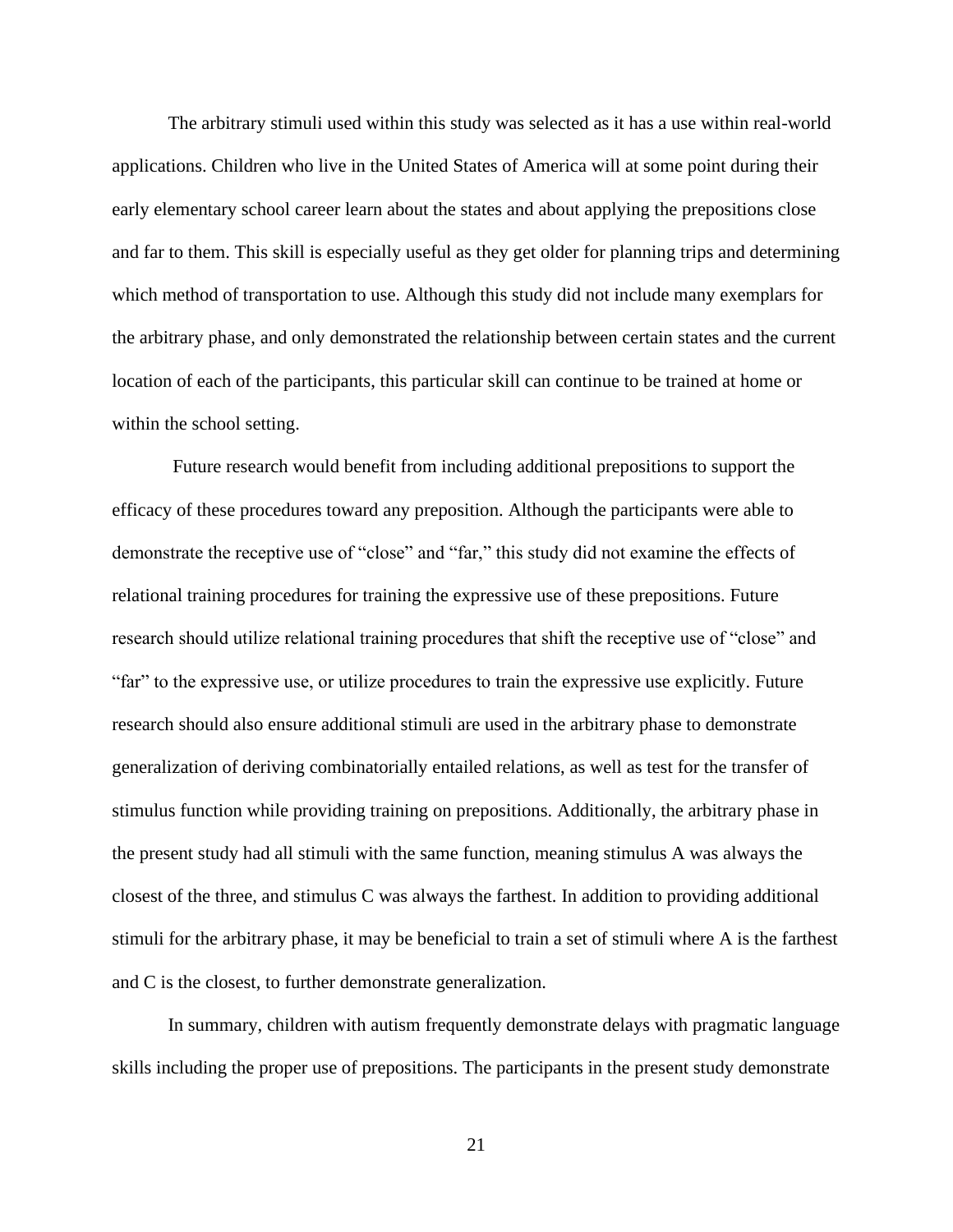The arbitrary stimuli used within this study was selected as it has a use within real-world applications. Children who live in the United States of America will at some point during their early elementary school career learn about the states and about applying the prepositions close and far to them. This skill is especially useful as they get older for planning trips and determining which method of transportation to use. Although this study did not include many exemplars for the arbitrary phase, and only demonstrated the relationship between certain states and the current location of each of the participants, this particular skill can continue to be trained at home or within the school setting.

Future research would benefit from including additional prepositions to support the efficacy of these procedures toward any preposition. Although the participants were able to demonstrate the receptive use of "close" and "far," this study did not examine the effects of relational training procedures for training the expressive use of these prepositions. Future research should utilize relational training procedures that shift the receptive use of "close" and "far" to the expressive use, or utilize procedures to train the expressive use explicitly. Future research should also ensure additional stimuli are used in the arbitrary phase to demonstrate generalization of deriving combinatorially entailed relations, as well as test for the transfer of stimulus function while providing training on prepositions. Additionally, the arbitrary phase in the present study had all stimuli with the same function, meaning stimulus A was always the closest of the three, and stimulus C was always the farthest. In addition to providing additional stimuli for the arbitrary phase, it may be beneficial to train a set of stimuli where A is the farthest and C is the closest, to further demonstrate generalization.

In summary, children with autism frequently demonstrate delays with pragmatic language skills including the proper use of prepositions. The participants in the present study demonstrate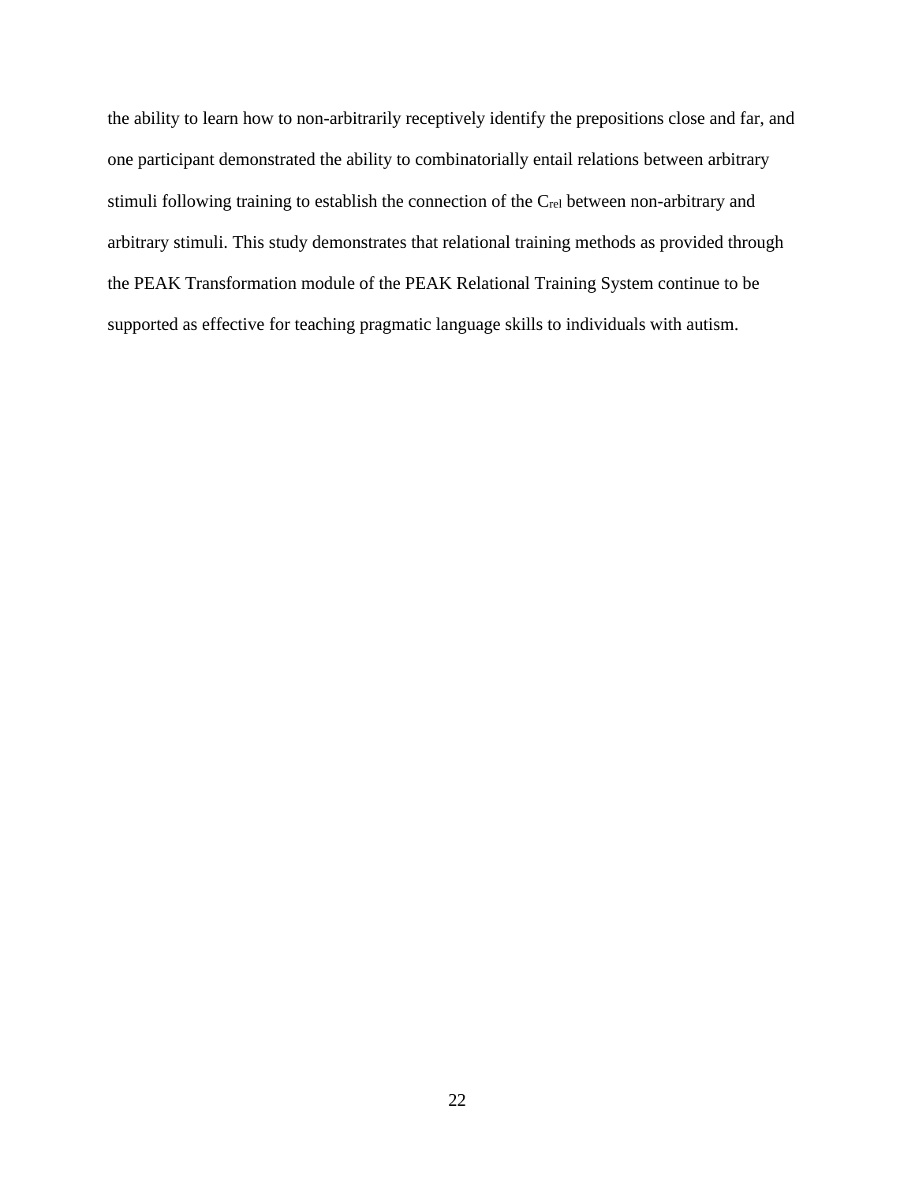the ability to learn how to non-arbitrarily receptively identify the prepositions close and far, and one participant demonstrated the ability to combinatorially entail relations between arbitrary stimuli following training to establish the connection of the $C_{rel}$ between non-arbitrary and arbitrary stimuli. This study demonstrates that relational training methods as provided through the PEAK Transformation module of the PEAK Relational Training System continue to be supported as effective for teaching pragmatic language skills to individuals with autism.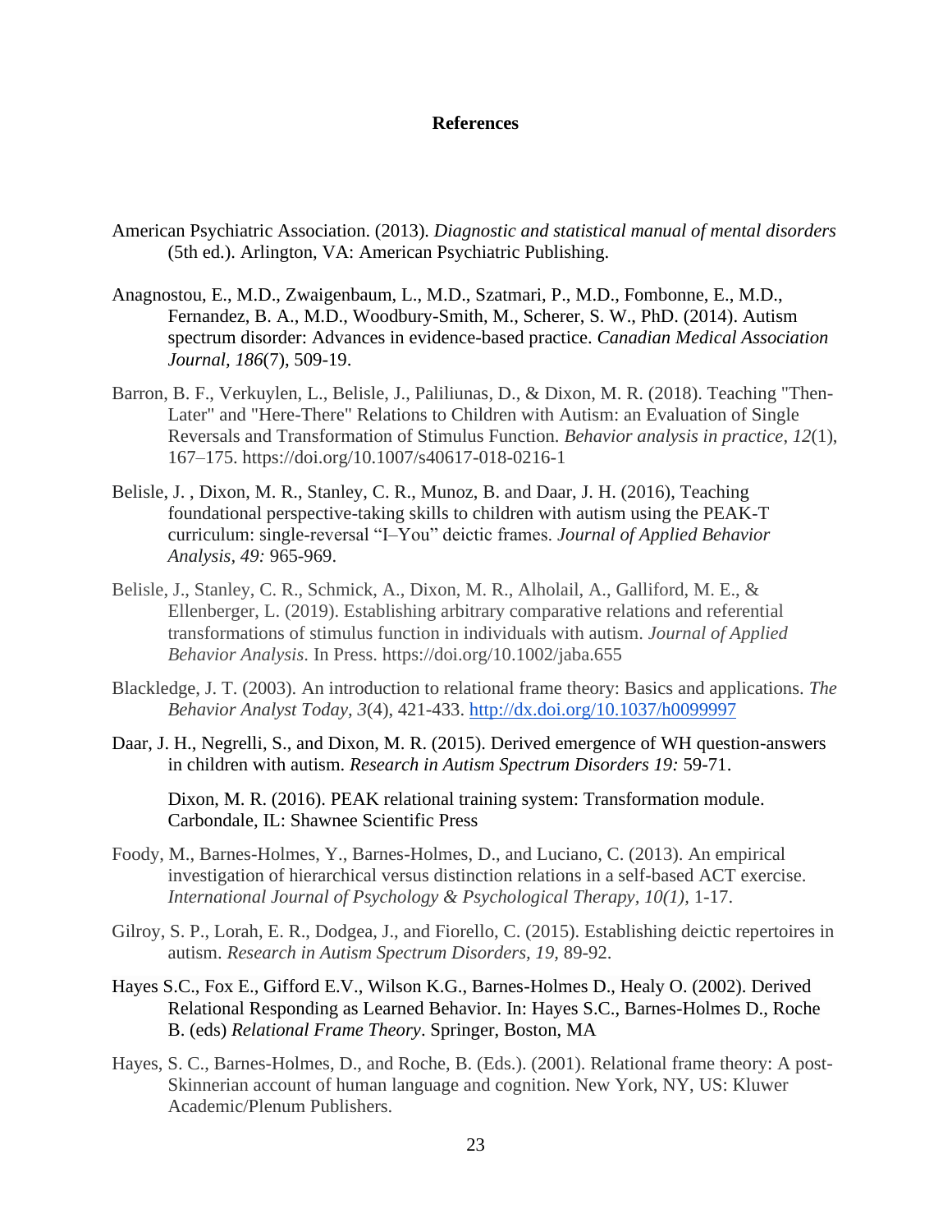# References

American Psychiatric Association. (2013). *Diagnostic and statistical manual of mental disorders* (5th ed.). Arlington, VA: American Psychiatric Publishing.

Anagnostou, E., M.D., Zwaigenbaum, L., M.D., Szatmari, P., M.D., Fombonne, E., M.D., Fernandez, B. A., M.D., Woodbury-Smith, M., Scherer, S. W., PhD. (2014). Autism spectrum disorder: Advances in evidence-based practice. *Canadian Medical Association Journal*, *186*(7), 509-19.

Barron, B. F., Verkuylen, L., Belisle, J., Paliliunas, D., & Dixon, M. R. (2018). Teaching "Then-Later" and "Here-There" Relations to Children with Autism: an Evaluation of Single Reversals and Transformation of Stimulus Function. *Behavior analysis in practice*, *12*(1), 167–175. https://doi.org/10.1007/s40617-018-0216-1

Belisle, J. , Dixon, M. R., Stanley, C. R., Munoz, B. and Daar, J. H. (2016), Teaching foundational perspective-taking skills to children with autism using the PEAK-T curriculum: single-reversal "I–You" deictic frames. *Journal of Applied Behavior Analysis*, *49:* 965-969.

Belisle, J., Stanley, C. R., Schmick, A., Dixon, M. R., Alholail, A., Galliford, M. E., & Ellenberger, L. (2019). Establishing arbitrary comparative relations and referential transformations of stimulus function in individuals with autism. *Journal of Applied Behavior Analysis*. In Press. https://doi.org/10.1002/jaba.655

Blackledge, J. T. (2003). An introduction to relational frame theory: Basics and applications. *The Behavior Analyst Today*, *3*(4), 421-433. http://dx.doi.org/10.1037/h0099997

Daar, J. H., Negrelli, S., and Dixon, M. R. (2015). Derived emergence of WH question-answers in children with autism. *Research in Autism Spectrum Disorders 19:* 59-71.

Dixon, M. R. (2016). PEAK relational training system: Transformation module. Carbondale, IL: Shawnee Scientific Press

Foody, M., Barnes-Holmes, Y., Barnes-Holmes, D., and Luciano, C. (2013). An empirical investigation of hierarchical versus distinction relations in a self-based ACT exercise. *International Journal of Psychology & Psychological Therapy*, *10(1)*, 1-17.

Gilroy, S. P., Lorah, E. R., Dodgea, J., and Fiorello, C. (2015). Establishing deictic repertoires in autism. *Research in Autism Spectrum Disorders*, *19,* 89-92.

Hayes S.C., Fox E., Gifford E.V., Wilson K.G., Barnes-Holmes D., Healy O. (2002). Derived Relational Responding as Learned Behavior. In: Hayes S.C., Barnes-Holmes D., Roche B. (eds) *Relational Frame Theory*. Springer, Boston, MA

Hayes, S. C., Barnes-Holmes, D., and Roche, B. (Eds.). (2001). Relational frame theory: A post-Skinnerian account of human language and cognition. New York, NY, US: Kluwer Academic/Plenum Publishers.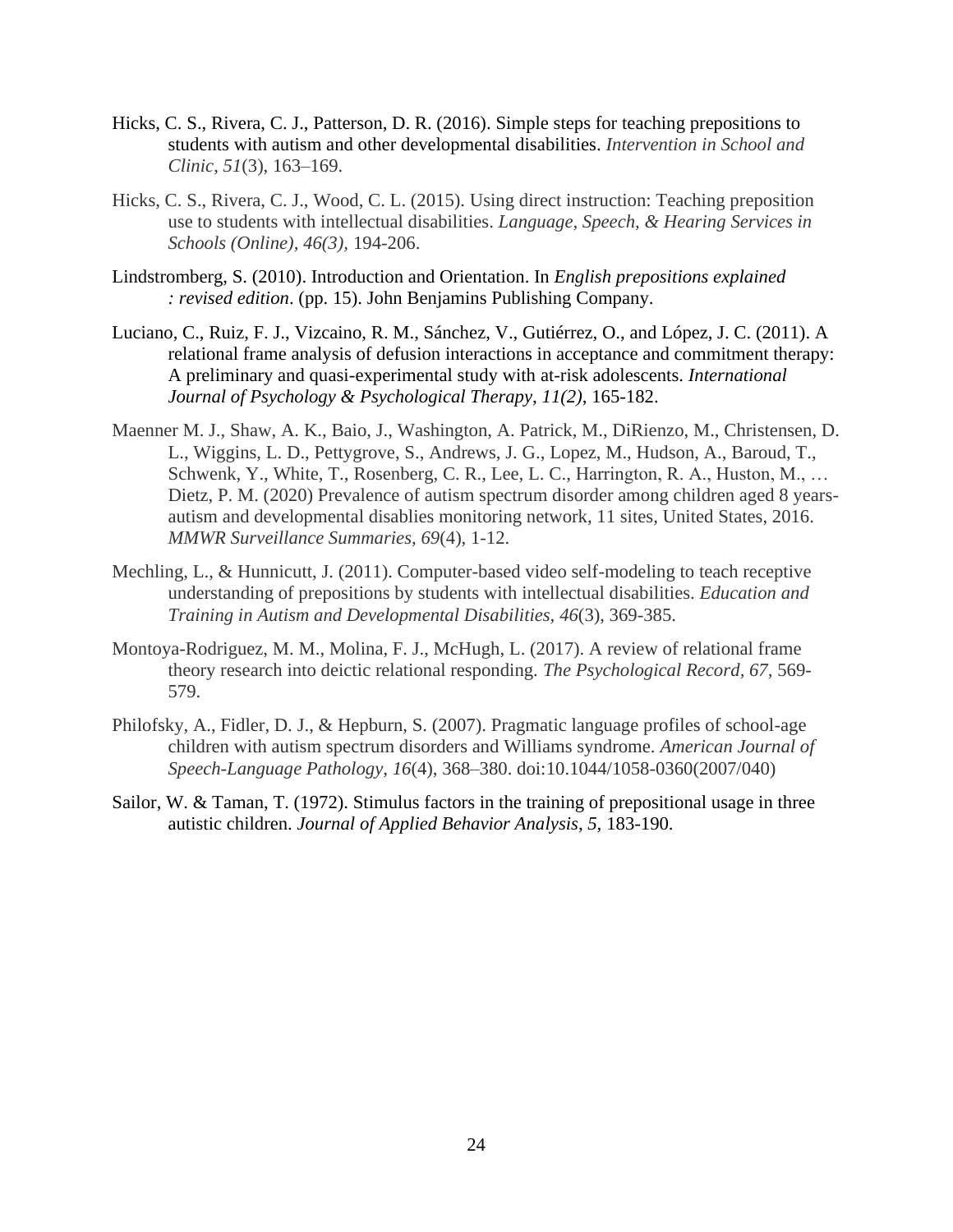Hicks, C. S., Rivera, C. J., Patterson, D. R. (2016). Simple steps for teaching prepositions to students with autism and other developmental disabilities. *Intervention in School and Clinic*, *51*(3), 163–169.

Hicks, C. S., Rivera, C. J., Wood, C. L. (2015). Using direct instruction: Teaching preposition use to students with intellectual disabilities. *Language, Speech, & Hearing Services in Schools (Online), 46(3),* 194-206.

Lindstromberg, S. (2010). Introduction and Orientation. In *English prepositions explained : revised edition*. (pp. 15). John Benjamins Publishing Company.

Luciano, C., Ruiz, F. J., Vizcaino, R. M., Sánchez, V., Gutiérrez, O., and López, J. C. (2011). A relational frame analysis of defusion interactions in acceptance and commitment therapy: A preliminary and quasi-experimental study with at-risk adolescents. *International Journal of Psychology & Psychological Therapy, 11(2),* 165-182.

Maenner M. J., Shaw, A. K., Baio, J., Washington, A. Patrick, M., DiRienzo, M., Christensen, D. L., Wiggins, L. D., Pettygrove, S., Andrews, J. G., Lopez, M., Hudson, A., Baroud, T., Schwenk, Y., White, T., Rosenberg, C. R., Lee, L. C., Harrington, R. A., Huston, M., … Dietz, P. M. (2020) Prevalence of autism spectrum disorder among children aged 8 years-autism and developmental disablies monitoring network, 11 sites, United States, 2016. *MMWR Surveillance Summaries, 69*(4), 1-12.

Mechling, L., & Hunnicutt, J. (2011). Computer-based video self-modeling to teach receptive understanding of prepositions by students with intellectual disabilities. *Education and Training in Autism and Developmental Disabilities*, *46*(3), 369-385.

Montoya-Rodriguez, M. M., Molina, F. J., McHugh, L. (2017). A review of relational frame theory research into deictic relational responding. *The Psychological Record, 67,* 569-579.

Philofsky, A., Fidler, D. J., & Hepburn, S. (2007). Pragmatic language profiles of school-age children with autism spectrum disorders and Williams syndrome. *American Journal of Speech-Language Pathology*, *16*(4), 368–380. doi:10.1044/1058-0360(2007/040)

Sailor, W. & Taman, T. (1972). Stimulus factors in the training of prepositional usage in three autistic children. *Journal of Applied Behavior Analysis, 5*, 183-190.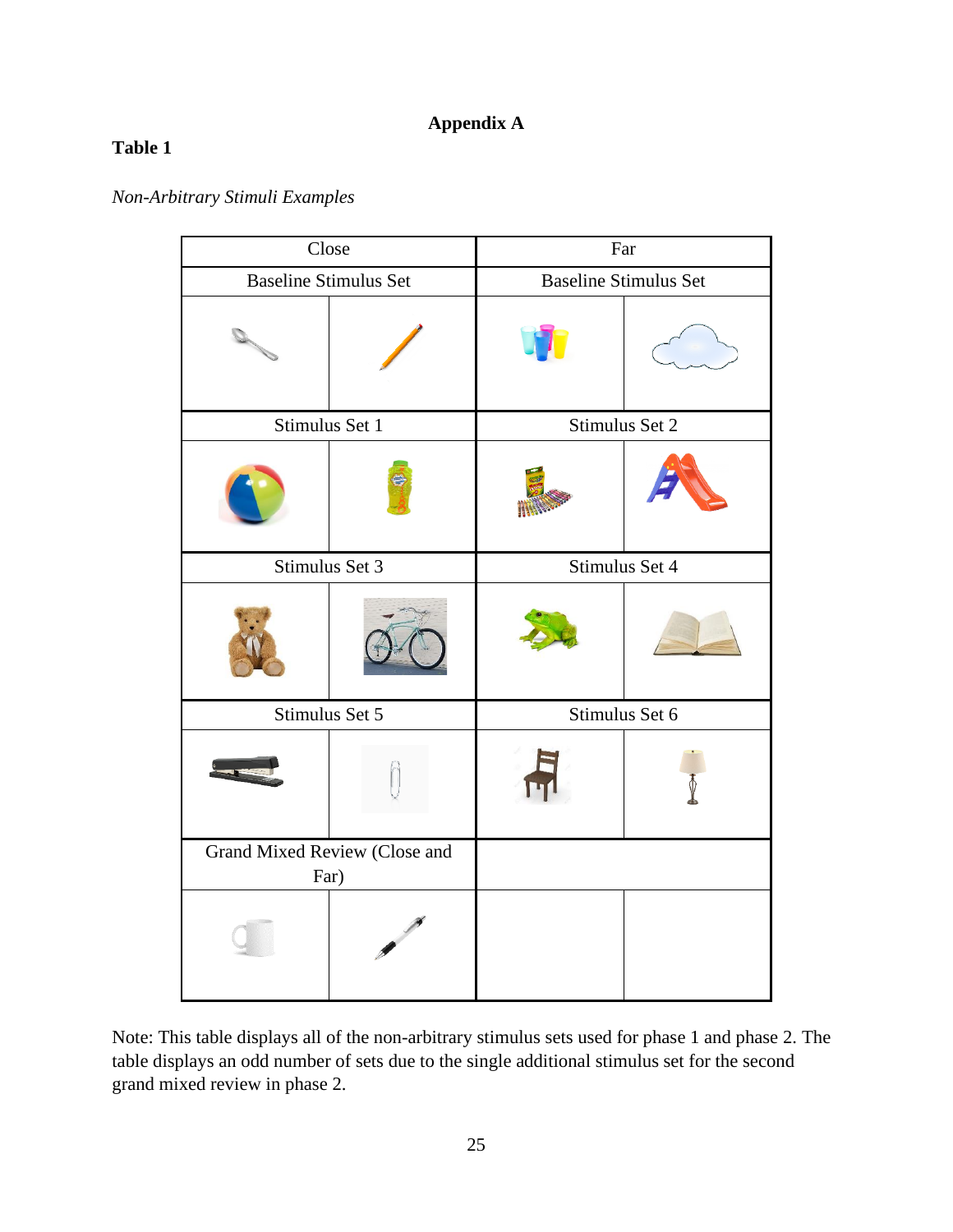# Appendix A

**Table 1**

*Non-Arbitrary Stimuli Examples*

| Close | | Far | |
|---|---|---|---|
| Baseline Stimulus Set | | Baseline Stimulus Set | |
| | | | |
| Stimulus Set 1 | | Stimulus Set 2 | |
| | | | |
| Stimulus Set 3 | | Stimulus Set 4 | |
| | | | |
| Stimulus Set 5 | | Stimulus Set 6 | |
| | | | |
| Grand Mixed Review (Close and Far) | | | |
| | | | |

Note: This table displays all of the non-arbitrary stimulus sets used for phase 1 and phase 2. The table displays an odd number of sets due to the single additional stimulus set for the second grand mixed review in phase 2.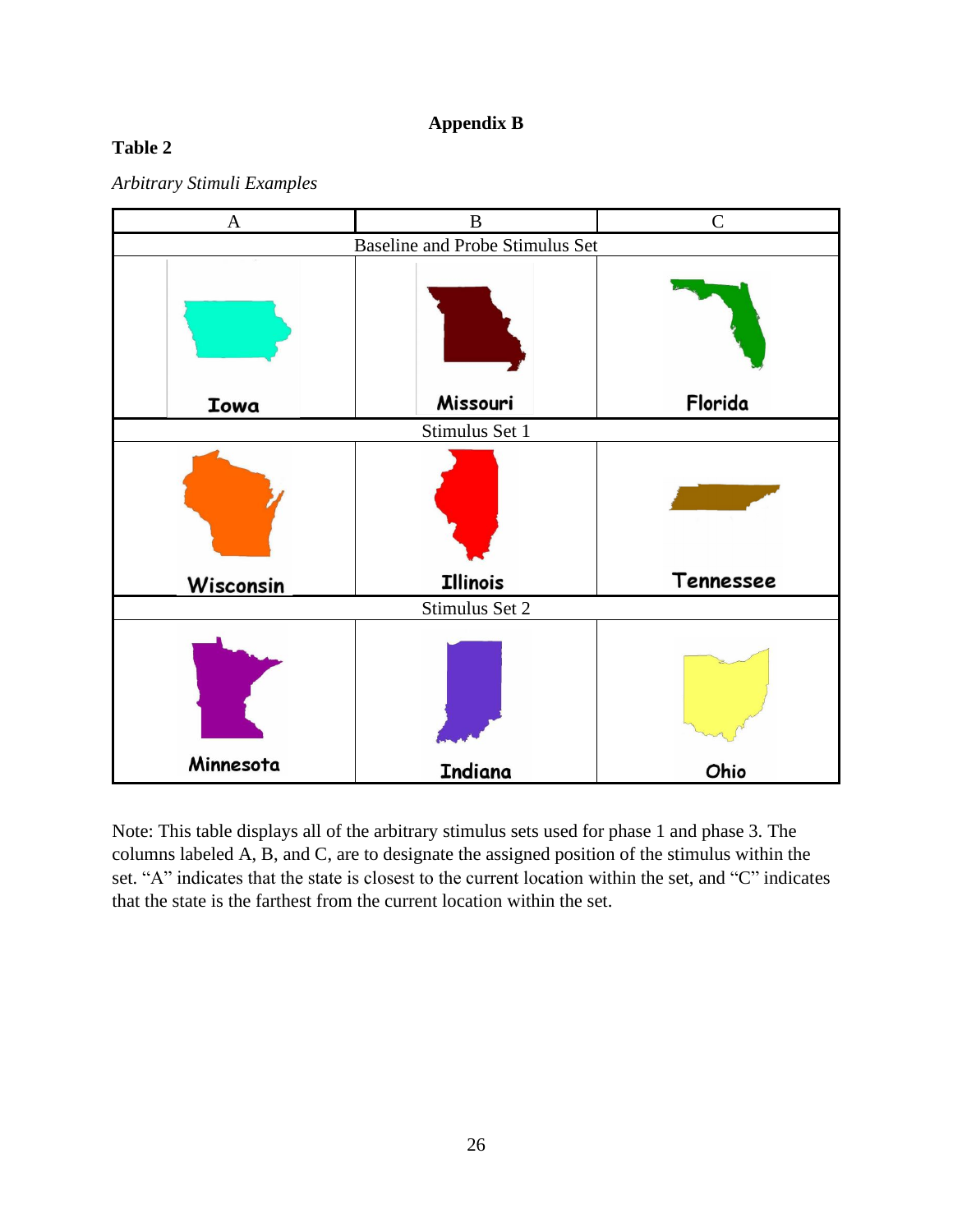## Appendix B

**Table 2**

*Arbitrary Stimuli Examples*

| A | B | C |
|---|---|---|
| Baseline and Probe Stimulus Set | | |
| Iowa | Missouri | Florida |
| Stimulus Set 1 | | |
| Wisconsin | Illinois | Tennessee |
| Stimulus Set 2 | | |
| Minnesota | Indiana | Ohio |

Note: This table displays all of the arbitrary stimulus sets used for phase 1 and phase 3. The columns labeled A, B, and C, are to designate the assigned position of the stimulus within the set. "A" indicates that the state is closest to the current location within the set, and "C" indicates that the state is the farthest from the current location within the set.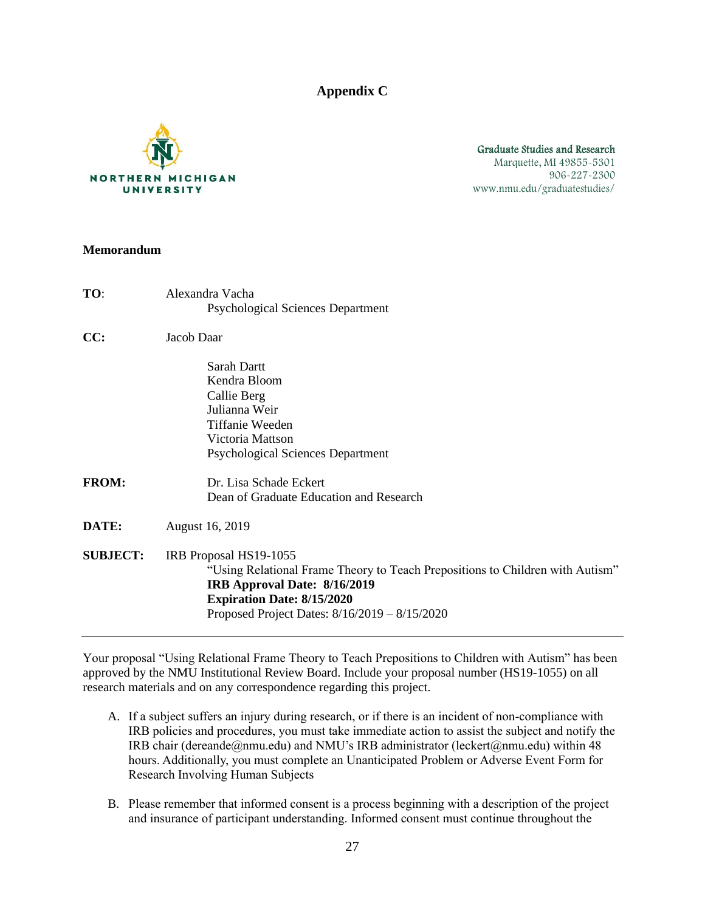# Appendix C

NORTHERN MICHIGAN UNIVERSITY

Graduate Studies and Research
Marquette, MI 49855-5301
906-227-2300
www.nmu.edu/graduatestudies/

**Memorandum**

**TO**: Alexandra Vacha
Psychological Sciences Department

**CC:** Jacob Daar
Sarah Dartt
Kendra Bloom
Callie Berg
Julianna Weir
Tiffanie Weeden
Victoria Mattson
Psychological Sciences Department

**FROM:** Dr. Lisa Schade Eckert
Dean of Graduate Education and Research

**DATE:** August 16, 2019

**SUBJECT:** IRB Proposal HS19-1055
"Using Relational Frame Theory to Teach Prepositions to Children with Autism"
**IRB Approval Date: 8/16/2019**
**Expiration Date: 8/15/2020**
Proposed Project Dates: 8/16/2019 – 8/15/2020

---

Your proposal "Using Relational Frame Theory to Teach Prepositions to Children with Autism" has been approved by the NMU Institutional Review Board. Include your proposal number (HS19-1055) on all research materials and on any correspondence regarding this project.

A. If a subject suffers an injury during research, or if there is an incident of non-compliance with IRB policies and procedures, you must take immediate action to assist the subject and notify the IRB chair (dereande@nmu.edu) and NMU's IRB administrator (leckert@nmu.edu) within 48 hours. Additionally, you must complete an Unanticipated Problem or Adverse Event Form for Research Involving Human Subjects

B. Please remember that informed consent is a process beginning with a description of the project and insurance of participant understanding. Informed consent must continue throughout the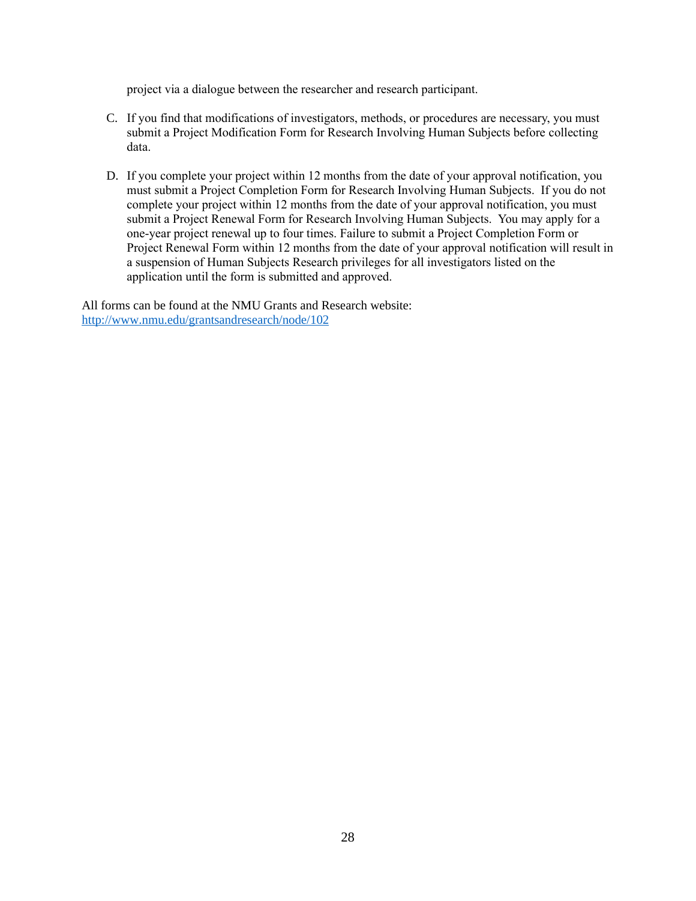project via a dialogue between the researcher and research participant.

C. If you find that modifications of investigators, methods, or procedures are necessary, you must submit a Project Modification Form for Research Involving Human Subjects before collecting data.

D. If you complete your project within 12 months from the date of your approval notification, you must submit a Project Completion Form for Research Involving Human Subjects. If you do not complete your project within 12 months from the date of your approval notification, you must submit a Project Renewal Form for Research Involving Human Subjects. You may apply for a one-year project renewal up to four times. Failure to submit a Project Completion Form or Project Renewal Form within 12 months from the date of your approval notification will result in a suspension of Human Subjects Research privileges for all investigators listed on the application until the form is submitted and approved.

All forms can be found at the NMU Grants and Research website:
http://www.nmu.edu/grantsandresearch/node/102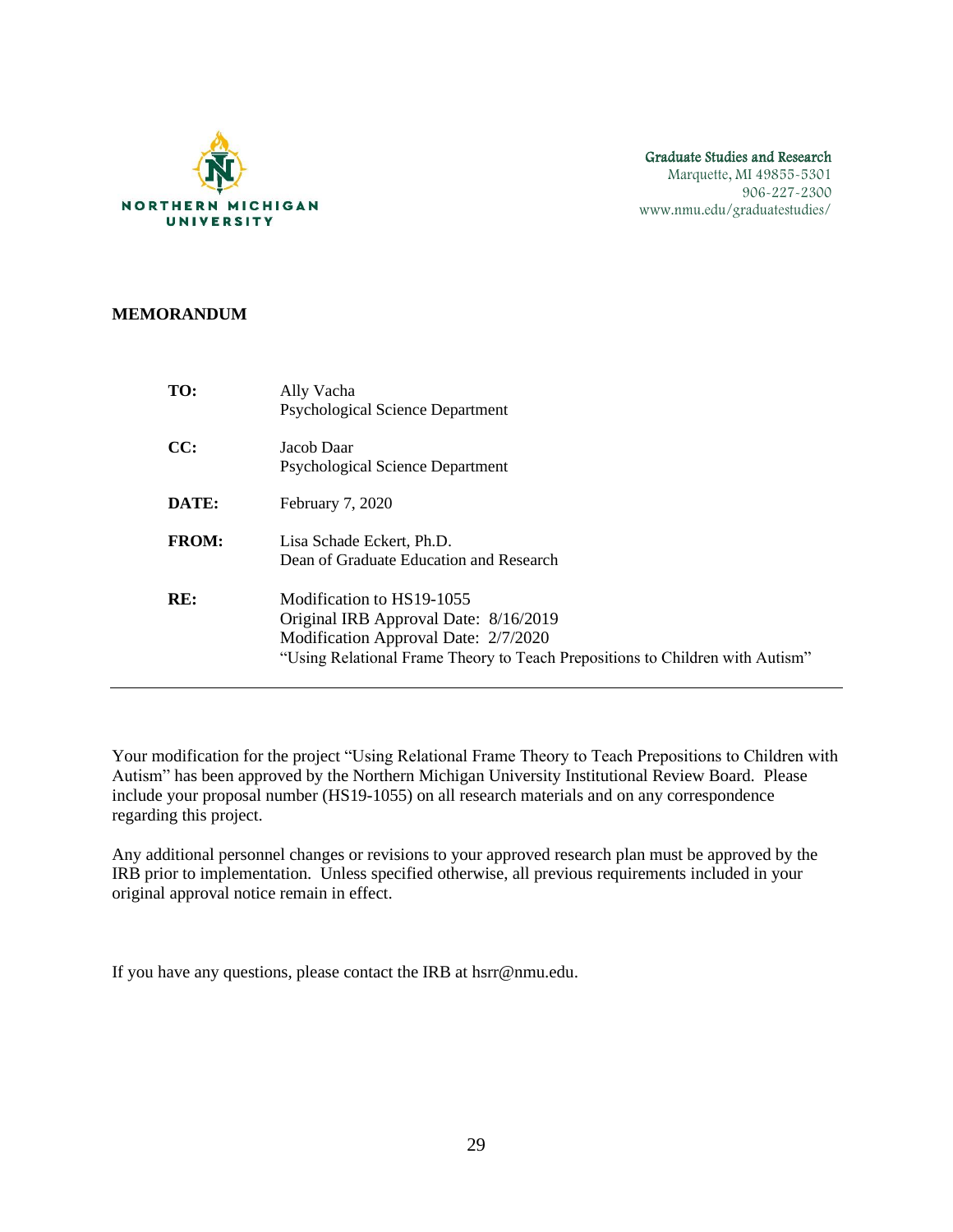NORTHERN MICHIGAN UNIVERSITY

Graduate Studies and Research
Marquette, MI 49855-5301
906-227-2300
www.nmu.edu/graduatestudies/

**MEMORANDUM**

| | |
|---|---|
| **TO:** | Ally Vacha<br>Psychological Science Department |
| **CC:** | Jacob Daar<br>Psychological Science Department |
| **DATE:** | February 7, 2020 |
| **FROM:** | Lisa Schade Eckert, Ph.D.<br>Dean of Graduate Education and Research |
| **RE:** | Modification to HS19-1055<br>Original IRB Approval Date: 8/16/2019<br>Modification Approval Date: 2/7/2020<br>"Using Relational Frame Theory to Teach Prepositions to Children with Autism" |

---

Your modification for the project "Using Relational Frame Theory to Teach Prepositions to Children with Autism" has been approved by the Northern Michigan University Institutional Review Board. Please include your proposal number (HS19-1055) on all research materials and on any correspondence regarding this project.

Any additional personnel changes or revisions to your approved research plan must be approved by the IRB prior to implementation. Unless specified otherwise, all previous requirements included in your original approval notice remain in effect.

If you have any questions, please contact the IRB at hsrr@nmu.edu.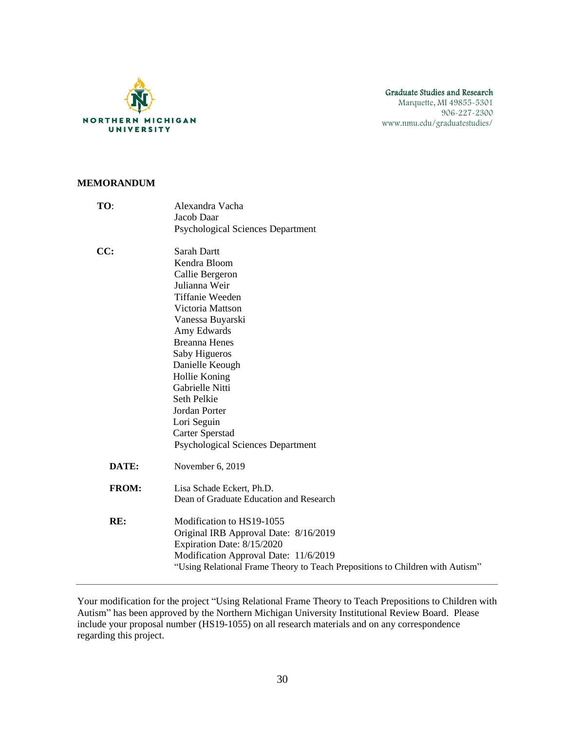NORTHERN MICHIGAN UNIVERSITY

Graduate Studies and Research
Marquette, MI 49855-5301
906-227-2300
www.nmu.edu/graduatestudies/

**MEMORANDUM**

| | |
|---|---|
| **TO**: | Alexandra Vacha<br>Jacob Daar<br>Psychological Sciences Department |
| **CC:** | Sarah Dartt<br>Kendra Bloom<br>Callie Bergeron<br>Julianna Weir<br>Tiffanie Weeden<br>Victoria Mattson<br>Vanessa Buyarski<br>Amy Edwards<br>Breanna Henes<br>Saby Higueros<br>Danielle Keough<br>Hollie Koning<br>Gabrielle Nitti<br>Seth Pelkie<br>Jordan Porter<br>Lori Seguin<br>Carter Sperstad<br>Psychological Sciences Department |
| **DATE:** | November 6, 2019 |
| **FROM:** | Lisa Schade Eckert, Ph.D.<br>Dean of Graduate Education and Research |
| **RE:** | Modification to HS19-1055<br>Original IRB Approval Date: 8/16/2019<br>Expiration Date: 8/15/2020<br>Modification Approval Date: 11/6/2019<br>"Using Relational Frame Theory to Teach Prepositions to Children with Autism" |

---

Your modification for the project "Using Relational Frame Theory to Teach Prepositions to Children with Autism" has been approved by the Northern Michigan University Institutional Review Board. Please include your proposal number (HS19-1055) on all research materials and on any correspondence regarding this project.